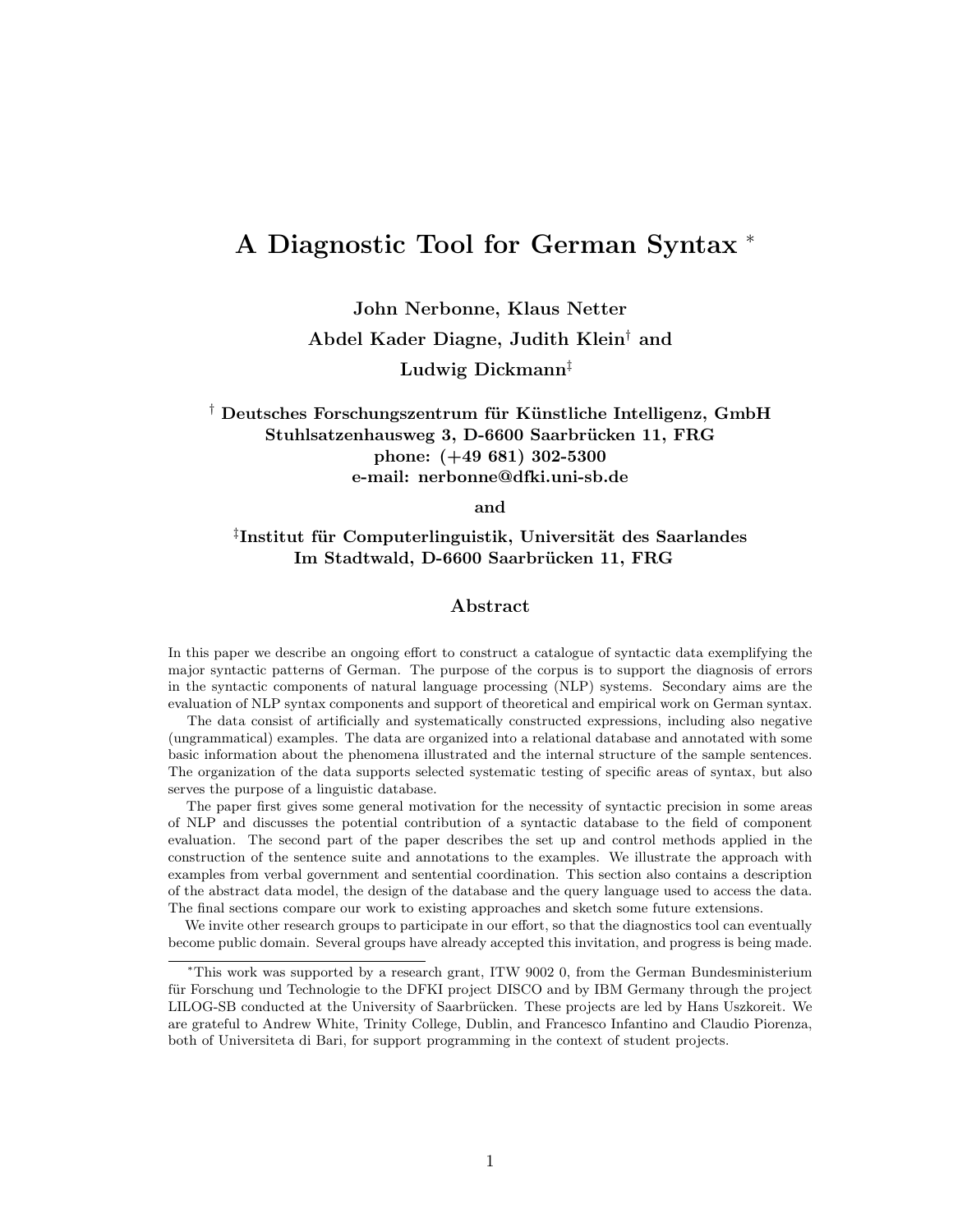# A Diagnostic Tool for German Syntax *

**John Nerbonne, Klaus Netter**
**Abdel Kader Diagne, Judith Klein[†] and**
**Ludwig Dickmann[‡]**

**[†] Deutsches Forschungszentrum für Künstliche Intelligenz, GmbH**
**Stuhlsatzenhausweg 3, D-6600 Saarbrücken 11, FRG**
**phone: (+49 681) 302-5300**
**e-mail: nerbonne@dfki.uni-sb.de**

**and**

**[‡]Institut für Computerlinguistik, Universität des Saarlandes**
**Im Stadtwald, D-6600 Saarbrücken 11, FRG**

## Abstract

In this paper we describe an ongoing effort to construct a catalogue of syntactic data exemplifying the major syntactic patterns of German. The purpose of the corpus is to support the diagnosis of errors in the syntactic components of natural language processing (NLP) systems. Secondary aims are the evaluation of NLP syntax components and support of theoretical and empirical work on German syntax.

The data consist of artificially and systematically constructed expressions, including also negative (ungrammatical) examples. The data are organized into a relational database and annotated with some basic information about the phenomena illustrated and the internal structure of the sample sentences. The organization of the data supports selected systematic testing of specific areas of syntax, but also serves the purpose of a linguistic database.

The paper first gives some general motivation for the necessity of syntactic precision in some areas of NLP and discusses the potential contribution of a syntactic database to the field of component evaluation. The second part of the paper describes the set up and control methods applied in the construction of the sentence suite and annotations to the examples. We illustrate the approach with examples from verbal government and sentential coordination. This section also contains a description of the abstract data model, the design of the database and the query language used to access the data. The final sections compare our work to existing approaches and sketch some future extensions.

We invite other research groups to participate in our effort, so that the diagnostics tool can eventually become public domain. Several groups have already accepted this invitation, and progress is being made.

---

*This work was supported by a research grant, ITW 9002 0, from the German Bundesministerium für Forschung und Technologie to the DFKI project DISCO and by IBM Germany through the project LILOG-SB conducted at the University of Saarbrücken. These projects are led by Hans Uszkoreit. We are grateful to Andrew White, Trinity College, Dublin, and Francesco Infantino and Claudio Piorenza, both of Universiteta di Bari, for support programming in the context of student projects.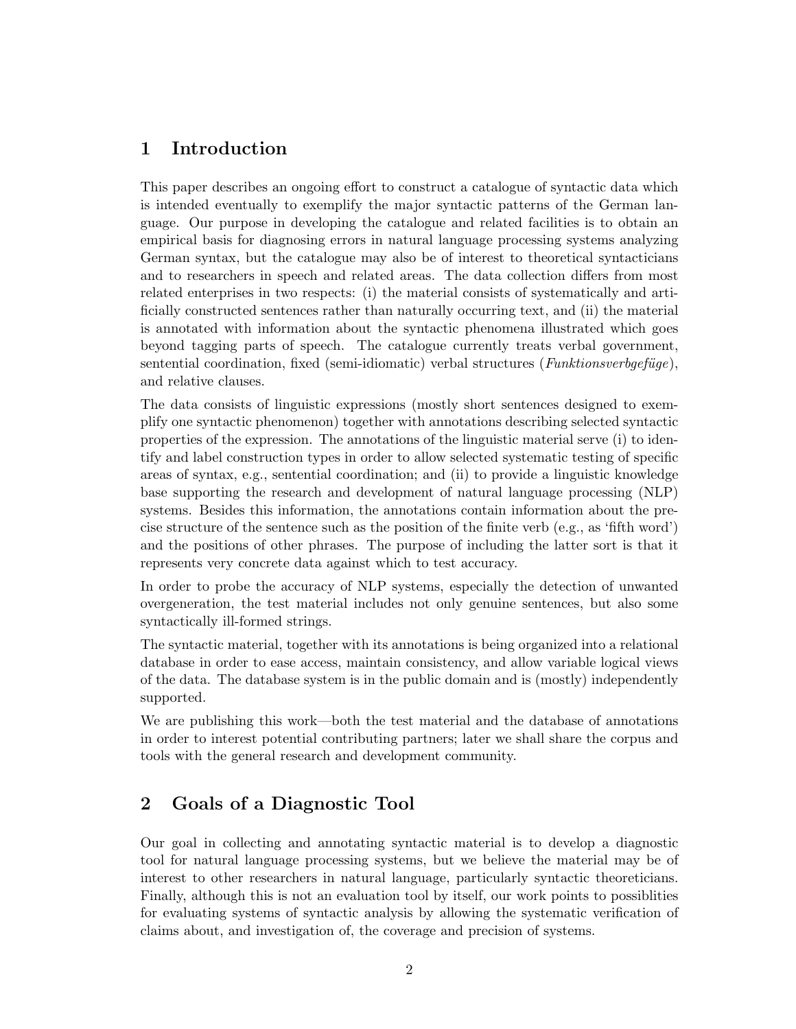## 1 Introduction

This paper describes an ongoing effort to construct a catalogue of syntactic data which is intended eventually to exemplify the major syntactic patterns of the German language. Our purpose in developing the catalogue and related facilities is to obtain an empirical basis for diagnosing errors in natural language processing systems analyzing German syntax, but the catalogue may also be of interest to theoretical syntacticians and to researchers in speech and related areas. The data collection differs from most related enterprises in two respects: (i) the material consists of systematically and artificially constructed sentences rather than naturally occurring text, and (ii) the material is annotated with information about the syntactic phenomena illustrated which goes beyond tagging parts of speech. The catalogue currently treats verbal government, sentential coordination, fixed (semi-idiomatic) verbal structures (*Funktionsverbgefüge*), and relative clauses.

The data consists of linguistic expressions (mostly short sentences designed to exemplify one syntactic phenomenon) together with annotations describing selected syntactic properties of the expression. The annotations of the linguistic material serve (i) to identify and label construction types in order to allow selected systematic testing of specific areas of syntax, e.g., sentential coordination; and (ii) to provide a linguistic knowledge base supporting the research and development of natural language processing (NLP) systems. Besides this information, the annotations contain information about the precise structure of the sentence such as the position of the finite verb (e.g., as 'fifth word') and the positions of other phrases. The purpose of including the latter sort is that it represents very concrete data against which to test accuracy.

In order to probe the accuracy of NLP systems, especially the detection of unwanted overgeneration, the test material includes not only genuine sentences, but also some syntactically ill-formed strings.

The syntactic material, together with its annotations is being organized into a relational database in order to ease access, maintain consistency, and allow variable logical views of the data. The database system is in the public domain and is (mostly) independently supported.

We are publishing this work—both the test material and the database of annotations in order to interest potential contributing partners; later we shall share the corpus and tools with the general research and development community.

## 2 Goals of a Diagnostic Tool

Our goal in collecting and annotating syntactic material is to develop a diagnostic tool for natural language processing systems, but we believe the material may be of interest to other researchers in natural language, particularly syntactic theoreticians. Finally, although this is not an evaluation tool by itself, our work points to possiblities for evaluating systems of syntactic analysis by allowing the systematic verification of claims about, and investigation of, the coverage and precision of systems.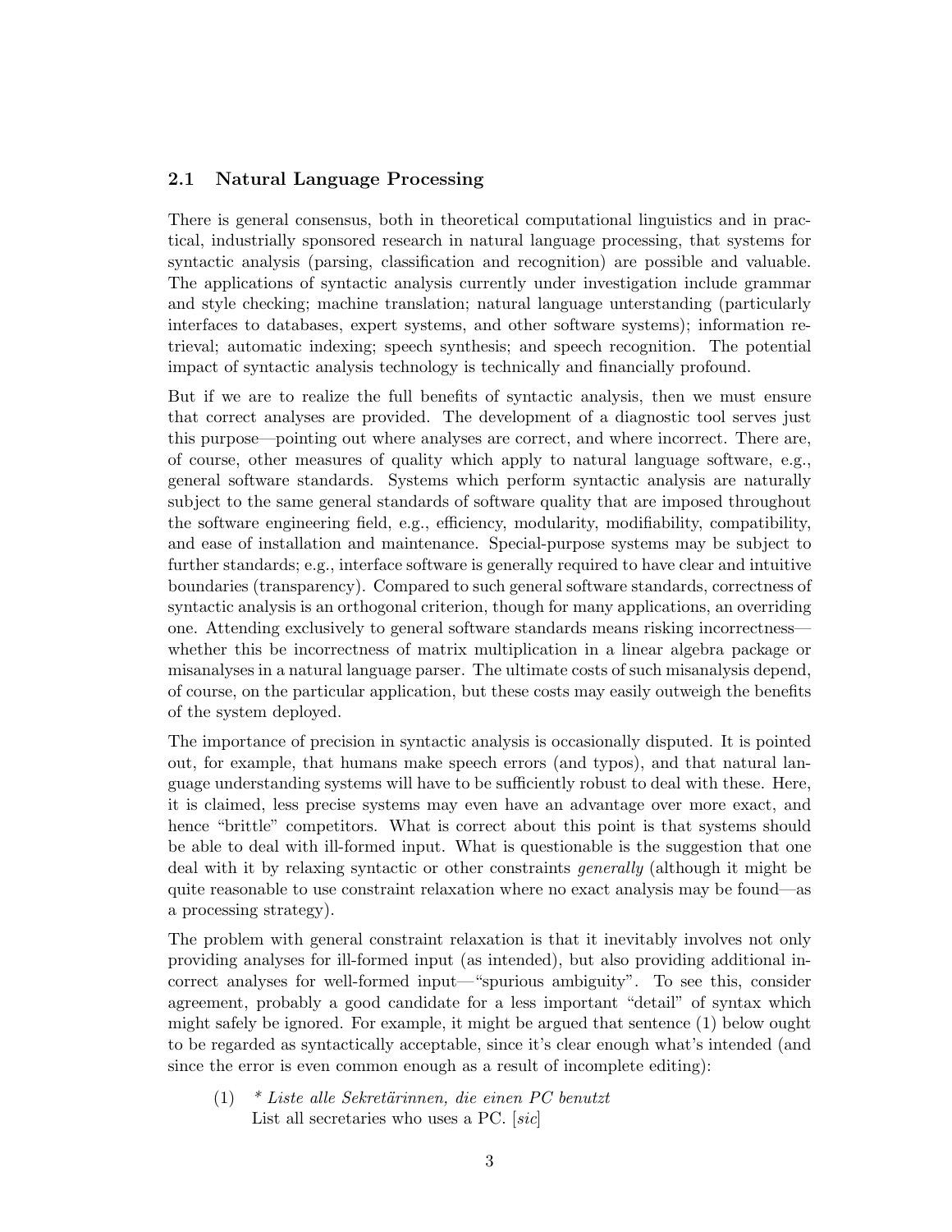## 2.1 Natural Language Processing

There is general consensus, both in theoretical computational linguistics and in practical, industrially sponsored research in natural language processing, that systems for syntactic analysis (parsing, classification and recognition) are possible and valuable. The applications of syntactic analysis currently under investigation include grammar and style checking; machine translation; natural language unterstanding (particularly interfaces to databases, expert systems, and other software systems); information retrieval; automatic indexing; speech synthesis; and speech recognition. The potential impact of syntactic analysis technology is technically and financially profound.

But if we are to realize the full benefits of syntactic analysis, then we must ensure that correct analyses are provided. The development of a diagnostic tool serves just this purpose—pointing out where analyses are correct, and where incorrect. There are, of course, other measures of quality which apply to natural language software, e.g., general software standards. Systems which perform syntactic analysis are naturally subject to the same general standards of software quality that are imposed throughout the software engineering field, e.g., efficiency, modularity, modifiability, compatibility, and ease of installation and maintenance. Special-purpose systems may be subject to further standards; e.g., interface software is generally required to have clear and intuitive boundaries (transparency). Compared to such general software standards, correctness of syntactic analysis is an orthogonal criterion, though for many applications, an overriding one. Attending exclusively to general software standards means risking incorrectness—whether this be incorrectness of matrix multiplication in a linear algebra package or misanalyses in a natural language parser. The ultimate costs of such misanalysis depend, of course, on the particular application, but these costs may easily outweigh the benefits of the system deployed.

The importance of precision in syntactic analysis is occasionally disputed. It is pointed out, for example, that humans make speech errors (and typos), and that natural language understanding systems will have to be sufficiently robust to deal with these. Here, it is claimed, less precise systems may even have an advantage over more exact, and hence "brittle" competitors. What is correct about this point is that systems should be able to deal with ill-formed input. What is questionable is the suggestion that one deal with it by relaxing syntactic or other constraints *generally* (although it might be quite reasonable to use constraint relaxation where no exact analysis may be found—as a processing strategy).

The problem with general constraint relaxation is that it inevitably involves not only providing analyses for ill-formed input (as intended), but also providing additional incorrect analyses for well-formed input—"spurious ambiguity". To see this, consider agreement, probably a good candidate for a less important "detail" of syntax which might safely be ignored. For example, it might be argued that sentence (1) below ought to be regarded as syntactically acceptable, since it's clear enough what's intended (and since the error is even common enough as a result of incomplete editing):

(1) *\* Liste alle Sekretärinnen, die einen PC benutzt*
List all secretaries who uses a PC. [*sic*]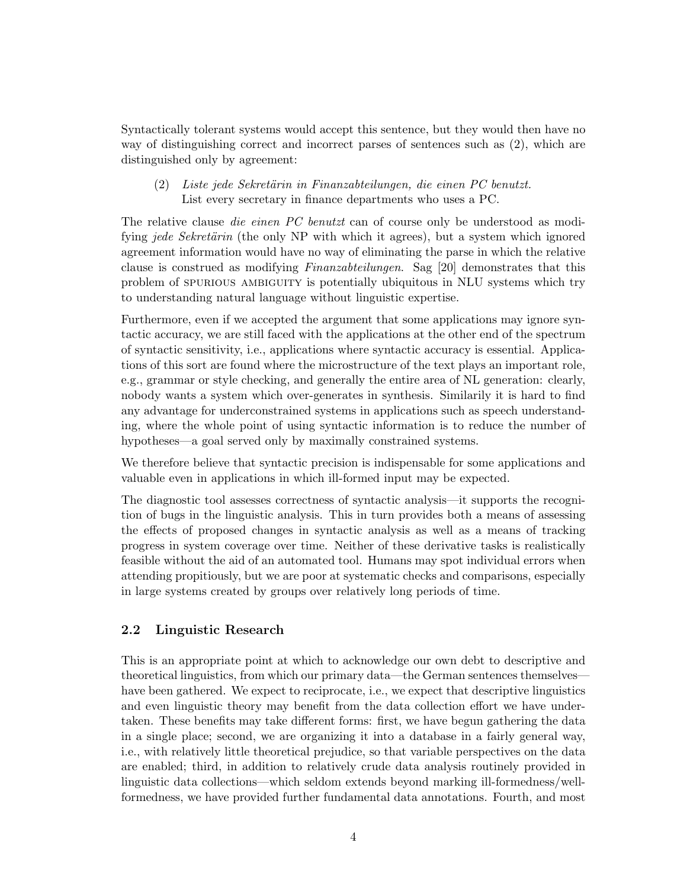Syntactically tolerant systems would accept this sentence, but they would then have no way of distinguishing correct and incorrect parses of sentences such as (2), which are distinguished only by agreement:

(2) *Liste jede Sekretärin in Finanzabteilungen, die einen PC benutzt.*
List every secretary in finance departments who uses a PC.

The relative clause *die einen PC benutzt* can of course only be understood as modifying *jede Sekretärin* (the only NP with which it agrees), but a system which ignored agreement information would have no way of eliminating the parse in which the relative clause is construed as modifying *Finanzabteilungen*. Sag [20] demonstrates that this problem of SPURIOUS AMBIGUITY is potentially ubiquitous in NLU systems which try to understanding natural language without linguistic expertise.

Furthermore, even if we accepted the argument that some applications may ignore syntactic accuracy, we are still faced with the applications at the other end of the spectrum of syntactic sensitivity, i.e., applications where syntactic accuracy is essential. Applications of this sort are found where the microstructure of the text plays an important role, e.g., grammar or style checking, and generally the entire area of NL generation: clearly, nobody wants a system which over-generates in synthesis. Similarily it is hard to find any advantage for underconstrained systems in applications such as speech understanding, where the whole point of using syntactic information is to reduce the number of hypotheses—a goal served only by maximally constrained systems.

We therefore believe that syntactic precision is indispensable for some applications and valuable even in applications in which ill-formed input may be expected.

The diagnostic tool assesses correctness of syntactic analysis—it supports the recognition of bugs in the linguistic analysis. This in turn provides both a means of assessing the effects of proposed changes in syntactic analysis as well as a means of tracking progress in system coverage over time. Neither of these derivative tasks is realistically feasible without the aid of an automated tool. Humans may spot individual errors when attending propitiously, but we are poor at systematic checks and comparisons, especially in large systems created by groups over relatively long periods of time.

## 2.2 Linguistic Research

This is an appropriate point at which to acknowledge our own debt to descriptive and theoretical linguistics, from which our primary data—the German sentences themselves—have been gathered. We expect to reciprocate, i.e., we expect that descriptive linguistics and even linguistic theory may benefit from the data collection effort we have undertaken. These benefits may take different forms: first, we have begun gathering the data in a single place; second, we are organizing it into a database in a fairly general way, i.e., with relatively little theoretical prejudice, so that variable perspectives on the data are enabled; third, in addition to relatively crude data analysis routinely provided in linguistic data collections—which seldom extends beyond marking ill-formedness/well-formedness, we have provided further fundamental data annotations. Fourth, and most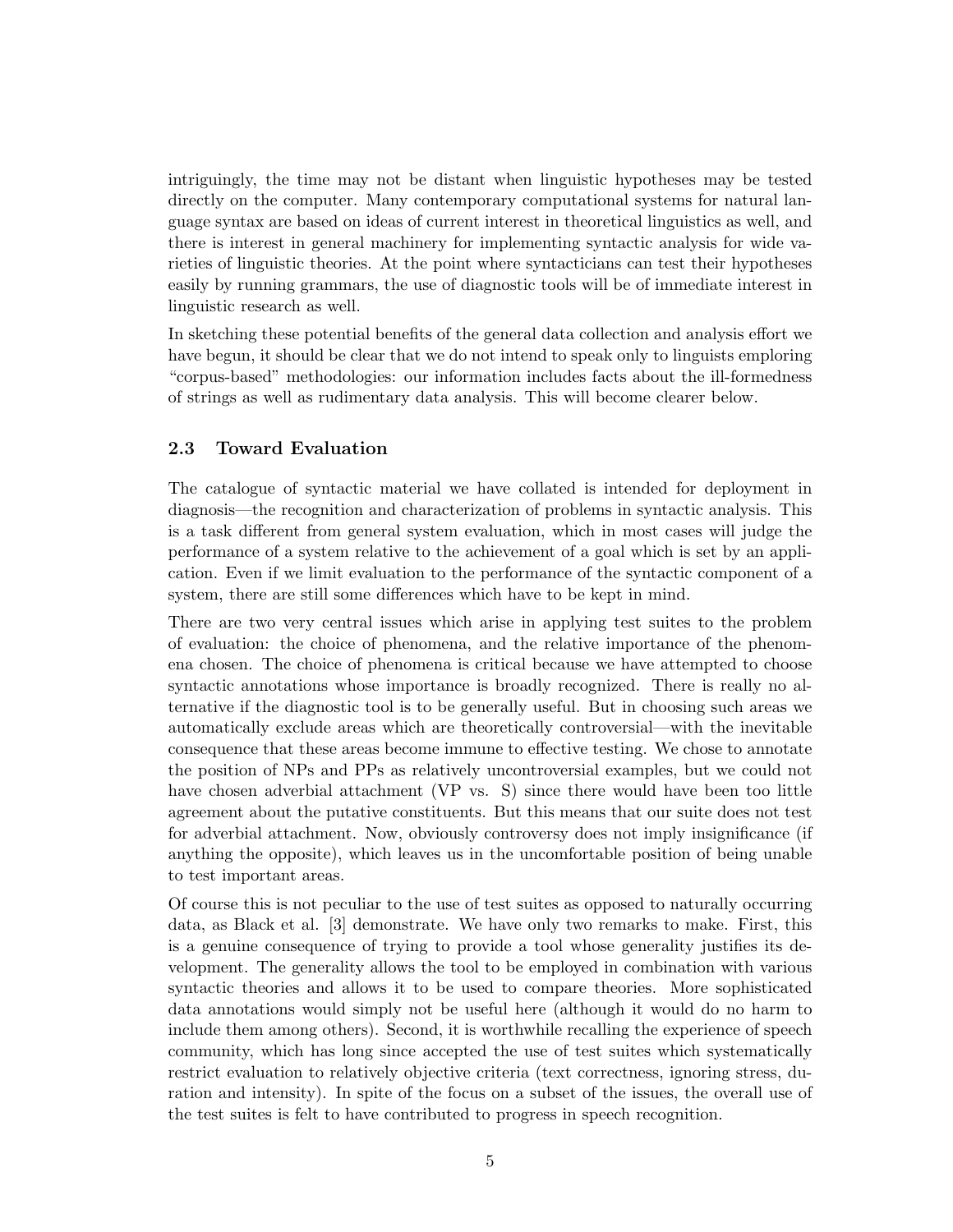intriguingly, the time may not be distant when linguistic hypotheses may be tested directly on the computer. Many contemporary computational systems for natural language syntax are based on ideas of current interest in theoretical linguistics as well, and there is interest in general machinery for implementing syntactic analysis for wide varieties of linguistic theories. At the point where syntacticians can test their hypotheses easily by running grammars, the use of diagnostic tools will be of immediate interest in linguistic research as well.

In sketching these potential benefits of the general data collection and analysis effort we have begun, it should be clear that we do not intend to speak only to linguists emploring "corpus-based" methodologies: our information includes facts about the ill-formedness of strings as well as rudimentary data analysis. This will become clearer below.

### 2.3 Toward Evaluation

The catalogue of syntactic material we have collated is intended for deployment in diagnosis—the recognition and characterization of problems in syntactic analysis. This is a task different from general system evaluation, which in most cases will judge the performance of a system relative to the achievement of a goal which is set by an application. Even if we limit evaluation to the performance of the syntactic component of a system, there are still some differences which have to be kept in mind.

There are two very central issues which arise in applying test suites to the problem of evaluation: the choice of phenomena, and the relative importance of the phenomena chosen. The choice of phenomena is critical because we have attempted to choose syntactic annotations whose importance is broadly recognized. There is really no alternative if the diagnostic tool is to be generally useful. But in choosing such areas we automatically exclude areas which are theoretically controversial—with the inevitable consequence that these areas become immune to effective testing. We chose to annotate the position of NPs and PPs as relatively uncontroversial examples, but we could not have chosen adverbial attachment (VP vs. S) since there would have been too little agreement about the putative constituents. But this means that our suite does not test for adverbial attachment. Now, obviously controversy does not imply insignificance (if anything the opposite), which leaves us in the uncomfortable position of being unable to test important areas.

Of course this is not peculiar to the use of test suites as opposed to naturally occurring data, as Black et al. [3] demonstrate. We have only two remarks to make. First, this is a genuine consequence of trying to provide a tool whose generality justifies its development. The generality allows the tool to be employed in combination with various syntactic theories and allows it to be used to compare theories. More sophisticated data annotations would simply not be useful here (although it would do no harm to include them among others). Second, it is worthwhile recalling the experience of speech community, which has long since accepted the use of test suites which systematically restrict evaluation to relatively objective criteria (text correctness, ignoring stress, duration and intensity). In spite of the focus on a subset of the issues, the overall use of the test suites is felt to have contributed to progress in speech recognition.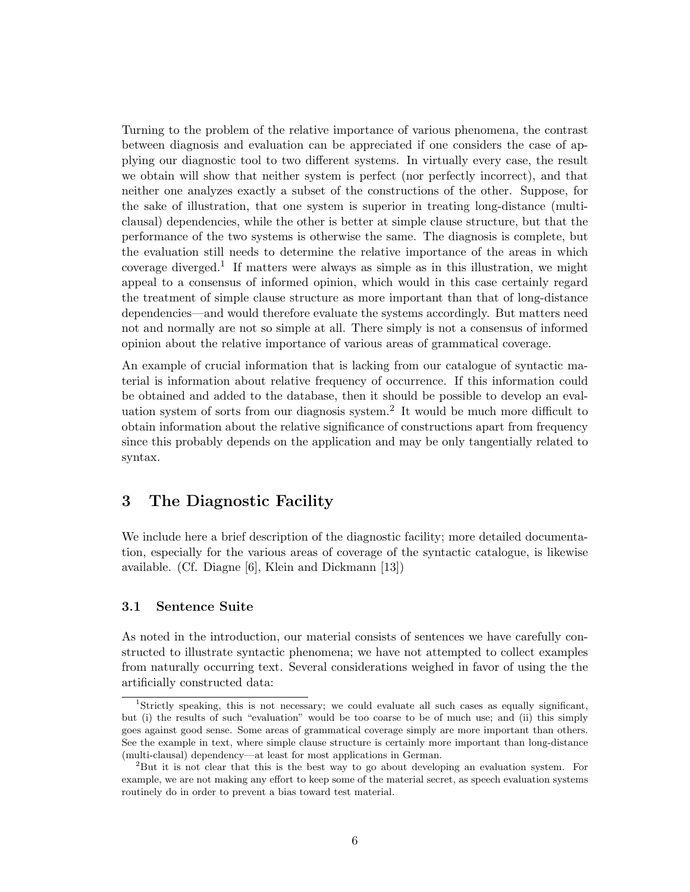Turning to the problem of the relative importance of various phenomena, the contrast between diagnosis and evaluation can be appreciated if one considers the case of applying our diagnostic tool to two different systems. In virtually every case, the result we obtain will show that neither system is perfect (nor perfectly incorrect), and that neither one analyzes exactly a subset of the constructions of the other. Suppose, for the sake of illustration, that one system is superior in treating long-distance (multi-clausal) dependencies, while the other is better at simple clause structure, but that the performance of the two systems is otherwise the same. The diagnosis is complete, but the evaluation still needs to determine the relative importance of the areas in which coverage diverged.[1] If matters were always as simple as in this illustration, we might appeal to a consensus of informed opinion, which would in this case certainly regard the treatment of simple clause structure as more important than that of long-distance dependencies—and would therefore evaluate the systems accordingly. But matters need not and normally are not so simple at all. There simply is not a consensus of informed opinion about the relative importance of various areas of grammatical coverage.

An example of crucial information that is lacking from our catalogue of syntactic material is information about relative frequency of occurrence. If this information could be obtained and added to the database, then it should be possible to develop an evaluation system of sorts from our diagnosis system.[2] It would be much more difficult to obtain information about the relative significance of constructions apart from frequency since this probably depends on the application and may be only tangentially related to syntax.

## 3 The Diagnostic Facility

We include here a brief description of the diagnostic facility; more detailed documentation, especially for the various areas of coverage of the syntactic catalogue, is likewise available. (Cf. Diagne [6], Klein and Dickmann [13])

### 3.1 Sentence Suite

As noted in the introduction, our material consists of sentences we have carefully constructed to illustrate syntactic phenomena; we have not attempted to collect examples from naturally occurring text. Several considerations weighed in favor of using the the artificially constructed data:

---

[1] Strictly speaking, this is not necessary; we could evaluate all such cases as equally significant, but (i) the results of such "evaluation" would be too coarse to be of much use; and (ii) this simply goes against good sense. Some areas of grammatical coverage simply are more important than others. See the example in text, where simple clause structure is certainly more important than long-distance (multi-clausal) dependency—at least for most applications in German.

[2] But it is not clear that this is the best way to go about developing an evaluation system. For example, we are not making any effort to keep some of the material secret, as speech evaluation systems routinely do in order to prevent a bias toward test material.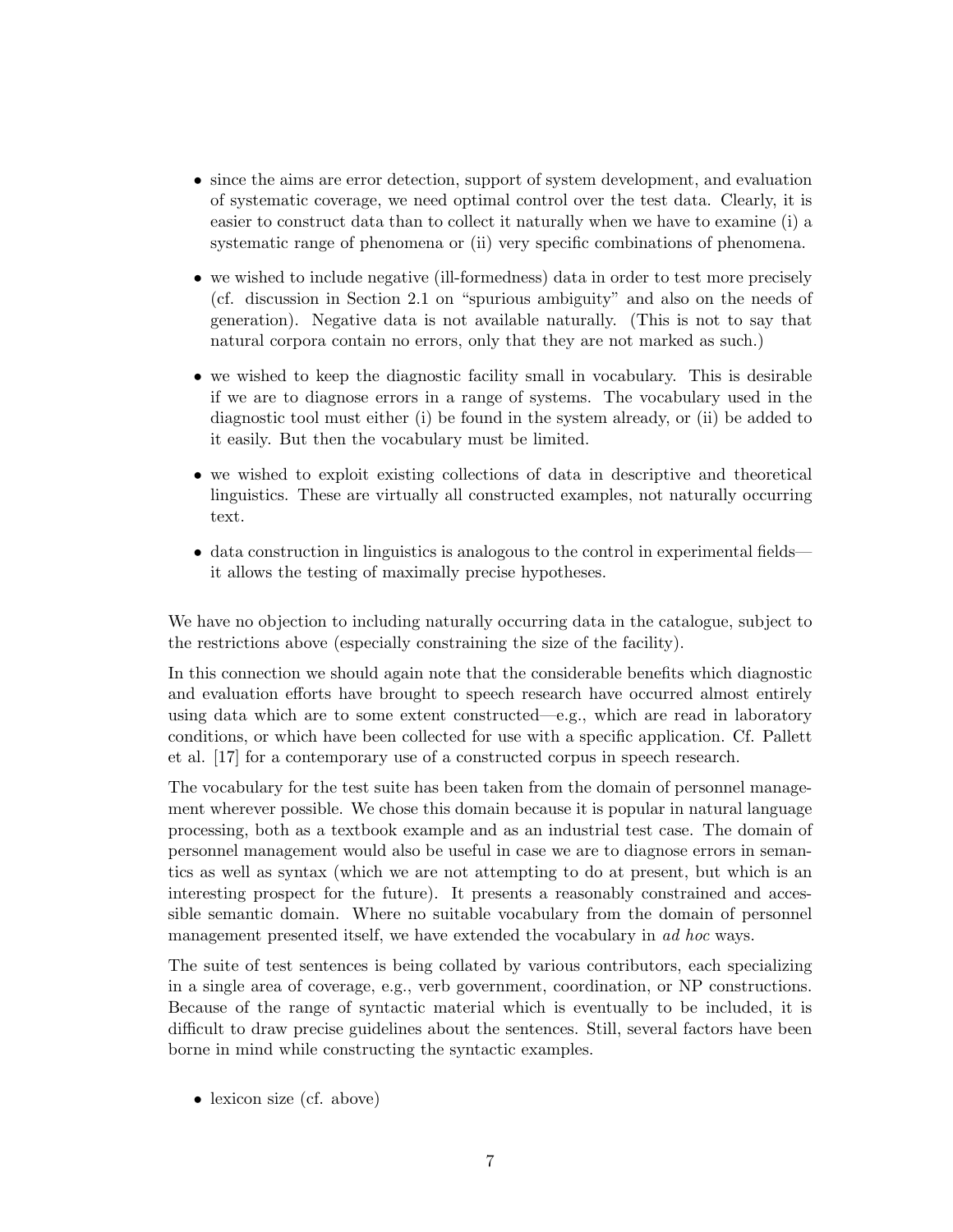- since the aims are error detection, support of system development, and evaluation of systematic coverage, we need optimal control over the test data. Clearly, it is easier to construct data than to collect it naturally when we have to examine (i) a systematic range of phenomena or (ii) very specific combinations of phenomena.

- we wished to include negative (ill-formedness) data in order to test more precisely (cf. discussion in Section 2.1 on "spurious ambiguity" and also on the needs of generation). Negative data is not available naturally. (This is not to say that natural corpora contain no errors, only that they are not marked as such.)

- we wished to keep the diagnostic facility small in vocabulary. This is desirable if we are to diagnose errors in a range of systems. The vocabulary used in the diagnostic tool must either (i) be found in the system already, or (ii) be added to it easily. But then the vocabulary must be limited.

- we wished to exploit existing collections of data in descriptive and theoretical linguistics. These are virtually all constructed examples, not naturally occurring text.

- data construction in linguistics is analogous to the control in experimental fields—it allows the testing of maximally precise hypotheses.

We have no objection to including naturally occurring data in the catalogue, subject to the restrictions above (especially constraining the size of the facility).

In this connection we should again note that the considerable benefits which diagnostic and evaluation efforts have brought to speech research have occurred almost entirely using data which are to some extent constructed—e.g., which are read in laboratory conditions, or which have been collected for use with a specific application. Cf. Pallett et al. [17] for a contemporary use of a constructed corpus in speech research.

The vocabulary for the test suite has been taken from the domain of personnel management wherever possible. We chose this domain because it is popular in natural language processing, both as a textbook example and as an industrial test case. The domain of personnel management would also be useful in case we are to diagnose errors in semantics as well as syntax (which we are not attempting to do at present, but which is an interesting prospect for the future). It presents a reasonably constrained and accessible semantic domain. Where no suitable vocabulary from the domain of personnel management presented itself, we have extended the vocabulary in *ad hoc* ways.

The suite of test sentences is being collated by various contributors, each specializing in a single area of coverage, e.g., verb government, coordination, or NP constructions. Because of the range of syntactic material which is eventually to be included, it is difficult to draw precise guidelines about the sentences. Still, several factors have been borne in mind while constructing the syntactic examples.

- lexicon size (cf. above)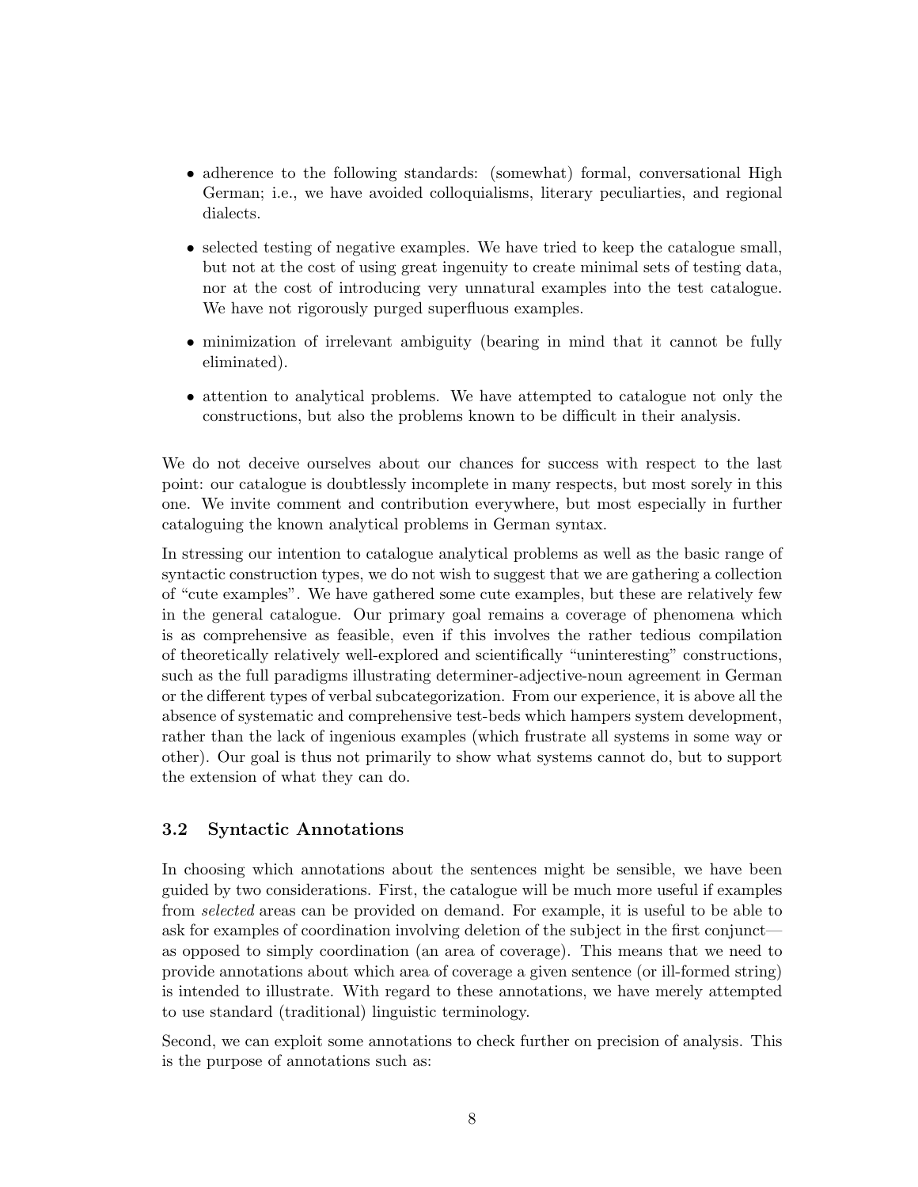- adherence to the following standards: (somewhat) formal, conversational High German; i.e., we have avoided colloquialisms, literary peculiarties, and regional dialects.
- selected testing of negative examples. We have tried to keep the catalogue small, but not at the cost of using great ingenuity to create minimal sets of testing data, nor at the cost of introducing very unnatural examples into the test catalogue. We have not rigorously purged superfluous examples.
- minimization of irrelevant ambiguity (bearing in mind that it cannot be fully eliminated).
- attention to analytical problems. We have attempted to catalogue not only the constructions, but also the problems known to be difficult in their analysis.

We do not deceive ourselves about our chances for success with respect to the last point: our catalogue is doubtlessly incomplete in many respects, but most sorely in this one. We invite comment and contribution everywhere, but most especially in further cataloguing the known analytical problems in German syntax.

In stressing our intention to catalogue analytical problems as well as the basic range of syntactic construction types, we do not wish to suggest that we are gathering a collection of "cute examples". We have gathered some cute examples, but these are relatively few in the general catalogue. Our primary goal remains a coverage of phenomena which is as comprehensive as feasible, even if this involves the rather tedious compilation of theoretically relatively well-explored and scientifically "uninteresting" constructions, such as the full paradigms illustrating determiner-adjective-noun agreement in German or the different types of verbal subcategorization. From our experience, it is above all the absence of systematic and comprehensive test-beds which hampers system development, rather than the lack of ingenious examples (which frustrate all systems in some way or other). Our goal is thus not primarily to show what systems cannot do, but to support the extension of what they can do.

### 3.2 Syntactic Annotations

In choosing which annotations about the sentences might be sensible, we have been guided by two considerations. First, the catalogue will be much more useful if examples from *selected* areas can be provided on demand. For example, it is useful to be able to ask for examples of coordination involving deletion of the subject in the first conjunct—as opposed to simply coordination (an area of coverage). This means that we need to provide annotations about which area of coverage a given sentence (or ill-formed string) is intended to illustrate. With regard to these annotations, we have merely attempted to use standard (traditional) linguistic terminology.

Second, we can exploit some annotations to check further on precision of analysis. This is the purpose of annotations such as: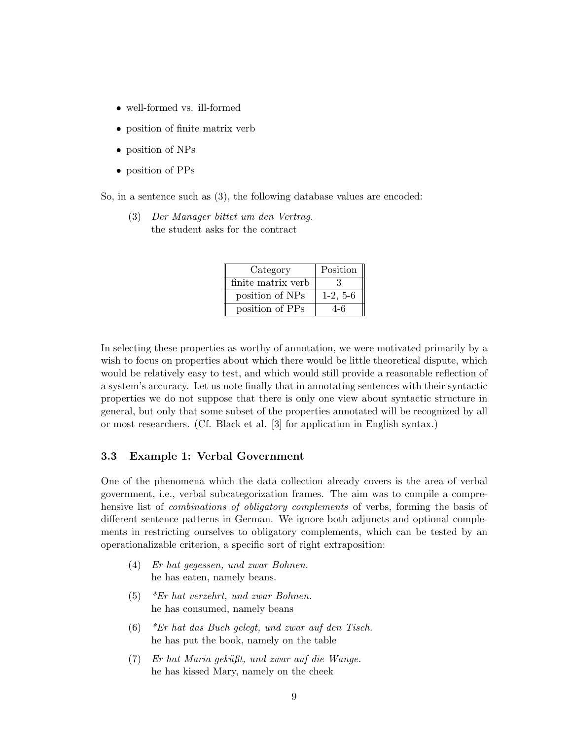- well-formed vs. ill-formed
- position of finite matrix verb
- position of NPs
- position of PPs

So, in a sentence such as (3), the following database values are encoded:

(3) *Der Manager bittet um den Vertrag.*
the student asks for the contract

| Category | Position |
|---|---|
| finite matrix verb | 3 |
| position of NPs | 1-2, 5-6 |
| position of PPs | 4-6 |

In selecting these properties as worthy of annotation, we were motivated primarily by a wish to focus on properties about which there would be little theoretical dispute, which would be relatively easy to test, and which would still provide a reasonable reflection of a system's accuracy. Let us note finally that in annotating sentences with their syntactic properties we do not suppose that there is only one view about syntactic structure in general, but only that some subset of the properties annotated will be recognized by all or most researchers. (Cf. Black et al. [3] for application in English syntax.)

### 3.3 Example 1: Verbal Government

One of the phenomena which the data collection already covers is the area of verbal government, i.e., verbal subcategorization frames. The aim was to compile a comprehensive list of *combinations of obligatory complements* of verbs, forming the basis of different sentence patterns in German. We ignore both adjuncts and optional complements in restricting ourselves to obligatory complements, which can be tested by an operationalizable criterion, a specific sort of right extraposition:

(4) *Er hat gegessen, und zwar Bohnen.*
he has eaten, namely beans.

(5) *\*Er hat verzehrt, und zwar Bohnen.*
he has consumed, namely beans

(6) *\*Er hat das Buch gelegt, und zwar auf den Tisch.*
he has put the book, namely on the table

(7) *Er hat Maria geküßt, und zwar auf die Wange.*
he has kissed Mary, namely on the cheek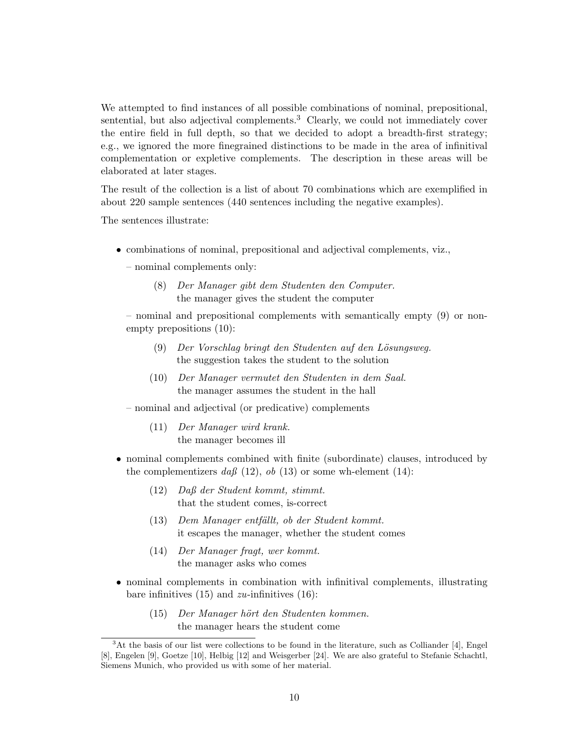We attempted to find instances of all possible combinations of nominal, prepositional, sentential, but also adjectival complements.[3] Clearly, we could not immediately cover the entire field in full depth, so that we decided to adopt a breadth-first strategy; e.g., we ignored the more finegrained distinctions to be made in the area of infinitival complementation or expletive complements. The description in these areas will be elaborated at later stages.

The result of the collection is a list of about 70 combinations which are exemplified in about 220 sample sentences (440 sentences including the negative examples).

The sentences illustrate:

- combinations of nominal, prepositional and adjectival complements, viz.,

  – nominal complements only:

  (8) *Der Manager gibt dem Studenten den Computer.*
  the manager gives the student the computer

  – nominal and prepositional complements with semantically empty (9) or non-empty prepositions (10):

  (9) *Der Vorschlag bringt den Studenten auf den Lösungsweg.*
  the suggestion takes the student to the solution

  (10) *Der Manager vermutet den Studenten in dem Saal.*
  the manager assumes the student in the hall

  – nominal and adjectival (or predicative) complements

  (11) *Der Manager wird krank.*
  the manager becomes ill

- nominal complements combined with finite (subordinate) clauses, introduced by the complementizers *daß* (12), *ob* (13) or some wh-element (14):

  (12) *Daß der Student kommt, stimmt.*
  that the student comes, is-correct

  (13) *Dem Manager entfällt, ob der Student kommt.*
  it escapes the manager, whether the student comes

  (14) *Der Manager fragt, wer kommt.*
  the manager asks who comes

- nominal complements in combination with infinitival complements, illustrating bare infinitives (15) and *zu*-infinitives (16):

  (15) *Der Manager hört den Studenten kommen.*
  the manager hears the student come

[3] At the basis of our list were collections to be found in the literature, such as Colliander [4], Engel [8], Engelen [9], Goetze [10], Helbig [12] and Weisgerber [24]. We are also grateful to Stefanie Schachtl, Siemens Munich, who provided us with some of her material.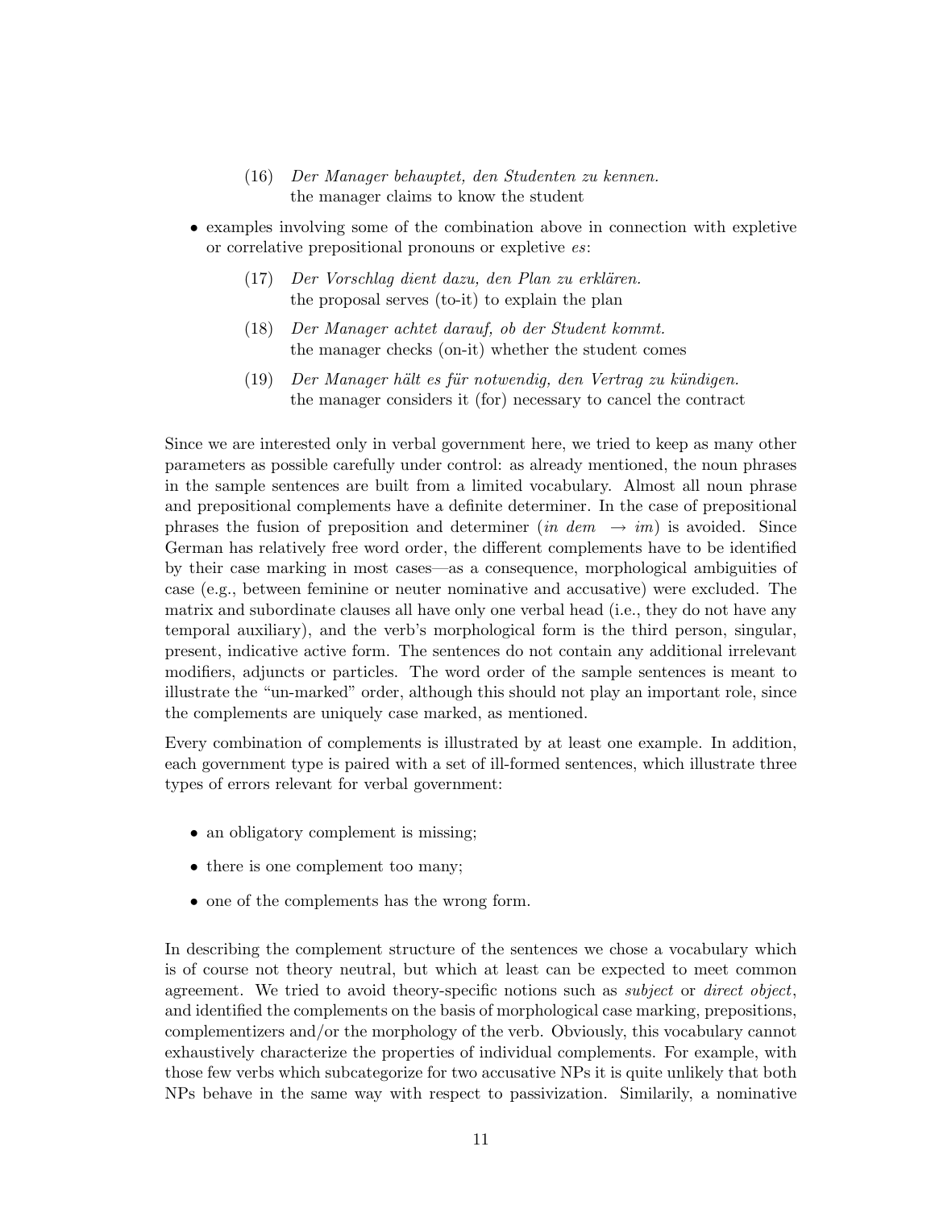(16) *Der Manager behauptet, den Studenten zu kennen.*
the manager claims to know the student

- examples involving some of the combination above in connection with expletive or correlative prepositional pronouns or expletive *es*:

  (17) *Der Vorschlag dient dazu, den Plan zu erklären.*
  the proposal serves (to-it) to explain the plan

  (18) *Der Manager achtet darauf, ob der Student kommt.*
  the manager checks (on-it) whether the student comes

  (19) *Der Manager hält es für notwendig, den Vertrag zu kündigen.*
  the manager considers it (for) necessary to cancel the contract

Since we are interested only in verbal government here, we tried to keep as many other parameters as possible carefully under control: as already mentioned, the noun phrases in the sample sentences are built from a limited vocabulary. Almost all noun phrase and prepositional complements have a definite determiner. In the case of prepositional phrases the fusion of preposition and determiner (*in dem* $\rightarrow$ *im*) is avoided. Since German has relatively free word order, the different complements have to be identified by their case marking in most cases—as a consequence, morphological ambiguities of case (e.g., between feminine or neuter nominative and accusative) were excluded. The matrix and subordinate clauses all have only one verbal head (i.e., they do not have any temporal auxiliary), and the verb's morphological form is the third person, singular, present, indicative active form. The sentences do not contain any additional irrelevant modifiers, adjuncts or particles. The word order of the sample sentences is meant to illustrate the "un-marked" order, although this should not play an important role, since the complements are uniquely case marked, as mentioned.

Every combination of complements is illustrated by at least one example. In addition, each government type is paired with a set of ill-formed sentences, which illustrate three types of errors relevant for verbal government:

- an obligatory complement is missing;
- there is one complement too many;
- one of the complements has the wrong form.

In describing the complement structure of the sentences we chose a vocabulary which is of course not theory neutral, but which at least can be expected to meet common agreement. We tried to avoid theory-specific notions such as *subject* or *direct object*, and identified the complements on the basis of morphological case marking, prepositions, complementizers and/or the morphology of the verb. Obviously, this vocabulary cannot exhaustively characterize the properties of individual complements. For example, with those few verbs which subcategorize for two accusative NPs it is quite unlikely that both NPs behave in the same way with respect to passivization. Similarily, a nominative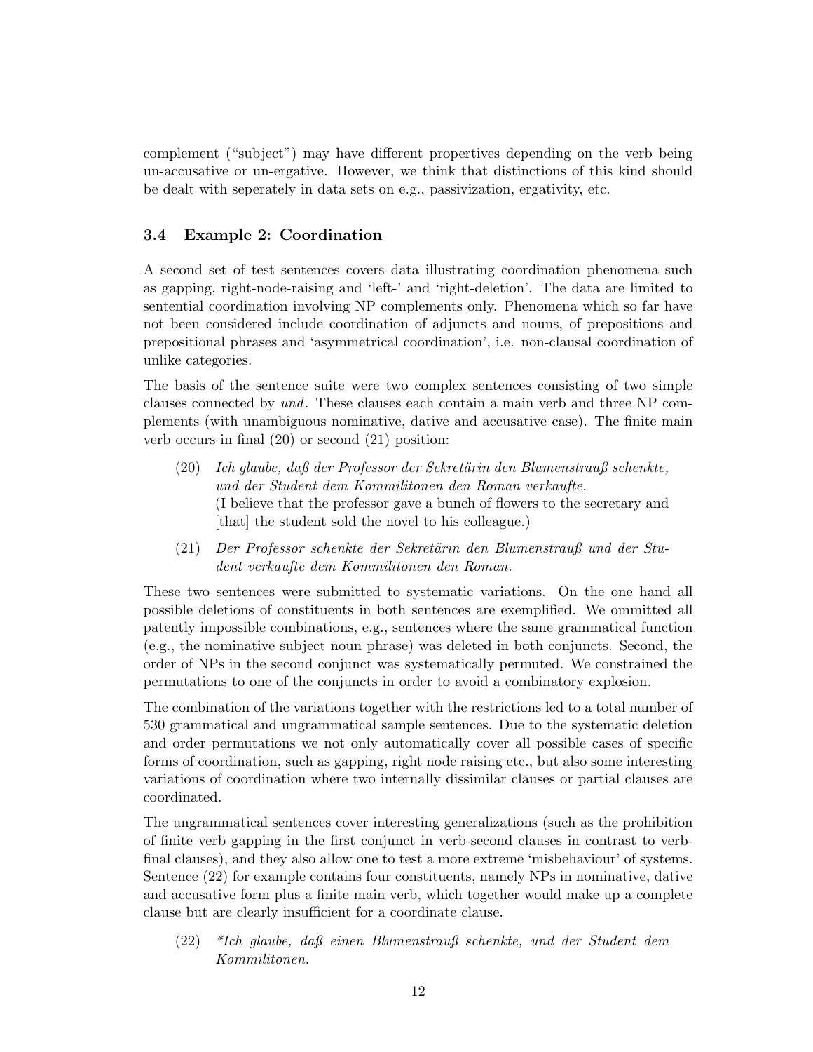complement ("subject") may have different propertives depending on the verb being un-accusative or un-ergative. However, we think that distinctions of this kind should be dealt with seperately in data sets on e.g., passivization, ergativity, etc.

### 3.4 Example 2: Coordination

A second set of test sentences covers data illustrating coordination phenomena such as gapping, right-node-raising and 'left-' and 'right-deletion'. The data are limited to sentential coordination involving NP complements only. Phenomena which so far have not been considered include coordination of adjuncts and nouns, of prepositions and prepositional phrases and 'asymmetrical coordination', i.e. non-clausal coordination of unlike categories.

The basis of the sentence suite were two complex sentences consisting of two simple clauses connected by *und*. These clauses each contain a main verb and three NP complements (with unambiguous nominative, dative and accusative case). The finite main verb occurs in final (20) or second (21) position:

(20) *Ich glaube, daß der Professor der Sekretärin den Blumenstrauß schenkte, und der Student dem Kommilitonen den Roman verkaufte.*
(I believe that the professor gave a bunch of flowers to the secretary and [that] the student sold the novel to his colleague.)

(21) *Der Professor schenkte der Sekretärin den Blumenstrauß und der Student verkaufte dem Kommilitonen den Roman.*

These two sentences were submitted to systematic variations. On the one hand all possible deletions of constituents in both sentences are exemplified. We ommitted all patently impossible combinations, e.g., sentences where the same grammatical function (e.g., the nominative subject noun phrase) was deleted in both conjuncts. Second, the order of NPs in the second conjunct was systematically permuted. We constrained the permutations to one of the conjuncts in order to avoid a combinatory explosion.

The combination of the variations together with the restrictions led to a total number of 530 grammatical and ungrammatical sample sentences. Due to the systematic deletion and order permutations we not only automatically cover all possible cases of specific forms of coordination, such as gapping, right node raising etc., but also some interesting variations of coordination where two internally dissimilar clauses or partial clauses are coordinated.

The ungrammatical sentences cover interesting generalizations (such as the prohibition of finite verb gapping in the first conjunct in verb-second clauses in contrast to verb-final clauses), and they also allow one to test a more extreme 'misbehaviour' of systems. Sentence (22) for example contains four constituents, namely NPs in nominative, dative and accusative form plus a finite main verb, which together would make up a complete clause but are clearly insufficient for a coordinate clause.

(22) *\*Ich glaube, daß einen Blumenstrauß schenkte, und der Student dem Kommilitonen.*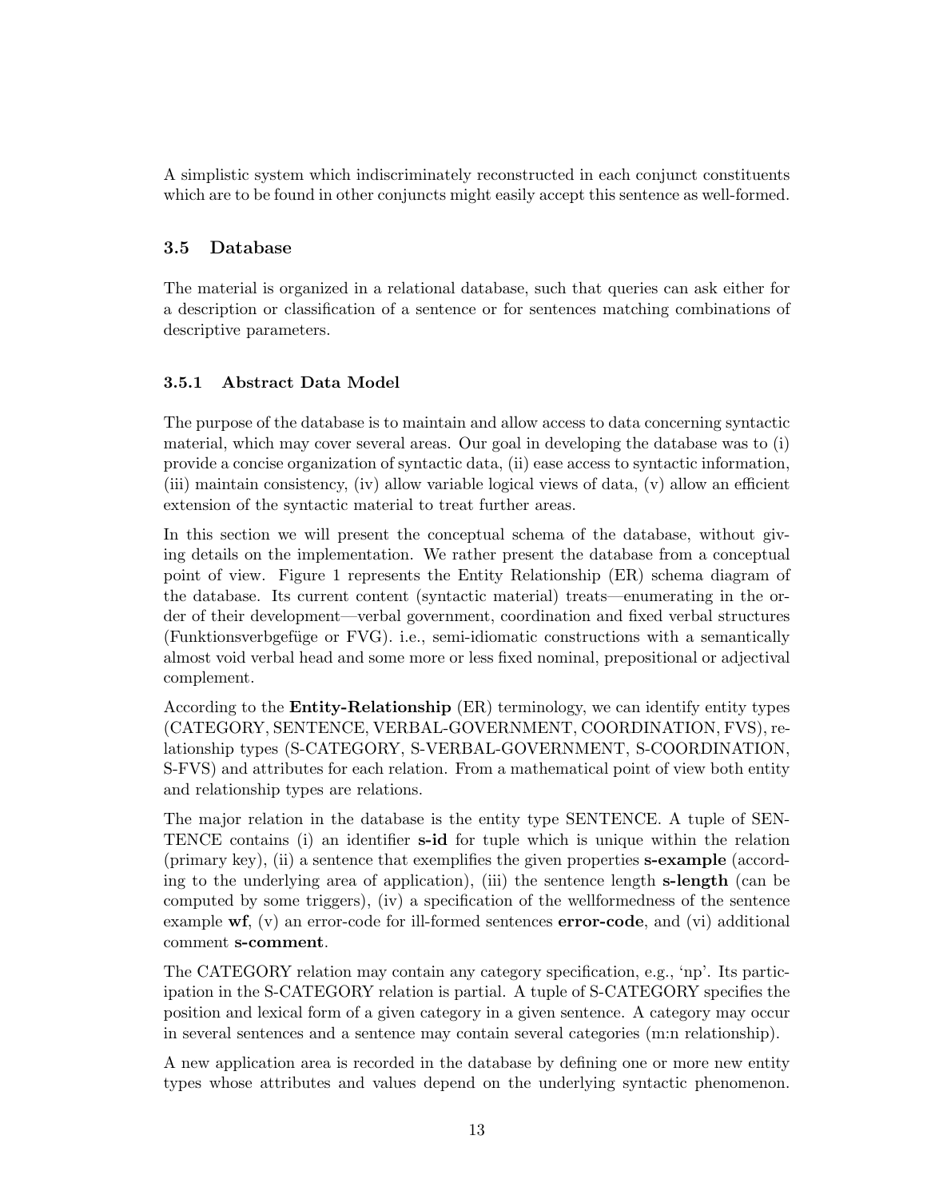A simplistic system which indiscriminately reconstructed in each conjunct constituents which are to be found in other conjuncts might easily accept this sentence as well-formed.

### 3.5 Database

The material is organized in a relational database, such that queries can ask either for a description or classification of a sentence or for sentences matching combinations of descriptive parameters.

#### 3.5.1 Abstract Data Model

The purpose of the database is to maintain and allow access to data concerning syntactic material, which may cover several areas. Our goal in developing the database was to (i) provide a concise organization of syntactic data, (ii) ease access to syntactic information, (iii) maintain consistency, (iv) allow variable logical views of data, (v) allow an efficient extension of the syntactic material to treat further areas.

In this section we will present the conceptual schema of the database, without giving details on the implementation. We rather present the database from a conceptual point of view. Figure 1 represents the Entity Relationship (ER) schema diagram of the database. Its current content (syntactic material) treats—enumerating in the order of their development—verbal government, coordination and fixed verbal structures (Funktionsverbgefüge or FVG). i.e., semi-idiomatic constructions with a semantically almost void verbal head and some more or less fixed nominal, prepositional or adjectival complement.

According to the **Entity-Relationship** (ER) terminology, we can identify entity types (CATEGORY, SENTENCE, VERBAL-GOVERNMENT, COORDINATION, FVS), relationship types (S-CATEGORY, S-VERBAL-GOVERNMENT, S-COORDINATION, S-FVS) and attributes for each relation. From a mathematical point of view both entity and relationship types are relations.

The major relation in the database is the entity type SENTENCE. A tuple of SENTENCE contains (i) an identifier **s-id** for tuple which is unique within the relation (primary key), (ii) a sentence that exemplifies the given properties **s-example** (according to the underlying area of application), (iii) the sentence length **s-length** (can be computed by some triggers), (iv) a specification of the wellformedness of the sentence example **wf**, (v) an error-code for ill-formed sentences **error-code**, and (vi) additional comment **s-comment**.

The CATEGORY relation may contain any category specification, e.g., 'np'. Its participation in the S-CATEGORY relation is partial. A tuple of S-CATEGORY specifies the position and lexical form of a given category in a given sentence. A category may occur in several sentences and a sentence may contain several categories (m:n relationship).

A new application area is recorded in the database by defining one or more new entity types whose attributes and values depend on the underlying syntactic phenomenon.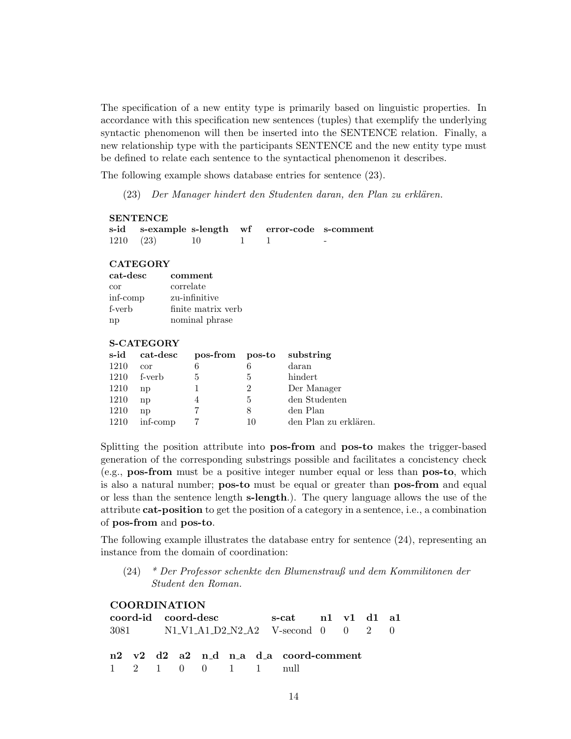The specification of a new entity type is primarily based on linguistic properties. In accordance with this specification new sentences (tuples) that exemplify the underlying syntactic phenomenon will then be inserted into the SENTENCE relation. Finally, a new relationship type with the participants SENTENCE and the new entity type must be defined to relate each sentence to the syntactical phenomenon it describes.

The following example shows database entries for sentence (23).

(23) *Der Manager hindert den Studenten daran, den Plan zu erklären.*

**SENTENCE**

| **s-id** | **s-example** | **s-length** | **wf** | **error-code** | **s-comment** |
|---|---|---|---|---|---|
| 1210 | (23) | 10 | 1 | 1 | - |

**CATEGORY**

| **cat-desc** | **comment** |
|---|---|
| cor | correlate |
| inf-comp | zu-infinitive |
| f-verb | finite matrix verb |
| np | nominal phrase |

**S-CATEGORY**

| **s-id** | **cat-desc** | **pos-from** | **pos-to** | **substring** |
|---|---|---|---|---|
| 1210 | cor | 6 | 6 | daran |
| 1210 | f-verb | 5 | 5 | hindert |
| 1210 | np | 1 | 2 | Der Manager |
| 1210 | np | 4 | 5 | den Studenten |
| 1210 | np | 7 | 8 | den Plan |
| 1210 | inf-comp | 7 | 10 | den Plan zu erklären. |

Splitting the position attribute into **pos-from** and **pos-to** makes the trigger-based generation of the corresponding substrings possible and facilitates a concistency check (e.g., **pos-from** must be a positive integer number equal or less than **pos-to**, which is also a natural number; **pos-to** must be equal or greater than **pos-from** and equal or less than the sentence length **s-length**.). The query language allows the use of the attribute **cat-position** to get the position of a category in a sentence, i.e., a combination of **pos-from** and **pos-to**.

The following example illustrates the database entry for sentence (24), representing an instance from the domain of coordination:

(24) *\* Der Professor schenkte den Blumenstrauß und dem Kommilitonen der Student den Roman.*

**COORDINATION**

| **coord-id** | **coord-desc** | **s-cat** | **n1** | **v1** | **d1** | **a1** | **n2** | **v2** | **d2** | **a2** | **n_d** | **n_a** | **d_a** | **coord-comment** |
|---|---|---|---|---|---|---|---|---|---|---|---|---|---|---|
| 3081 | N1_V1_A1_D2_N2_A2 | V-second | 0 | 0 | 2 | 0 | 1 | 2 | 1 | 0 | 0 | 1 | 1 | null |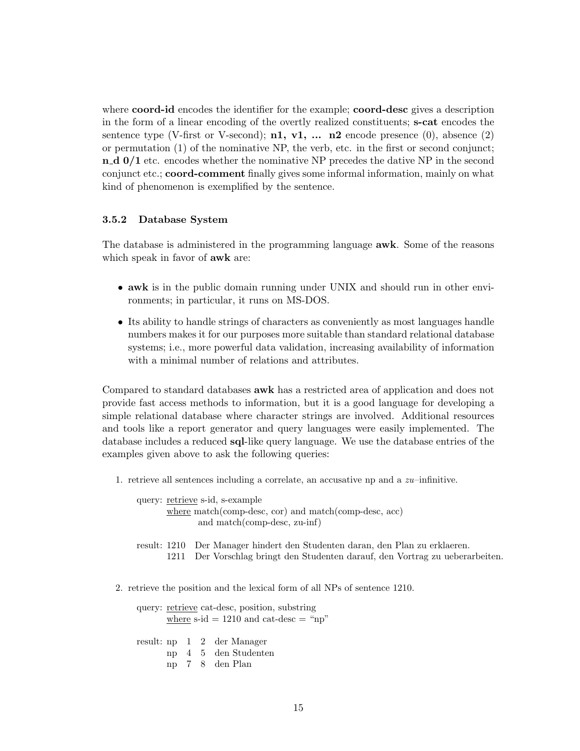where **coord-id** encodes the identifier for the example; **coord-desc** gives a description in the form of a linear encoding of the overtly realized constituents; **s-cat** encodes the sentence type (V-first or V-second); **n1, v1, ... n2** encode presence (0), absence (2) or permutation (1) of the nominative NP, the verb, etc. in the first or second conjunct; **n_d 0/1** etc. encodes whether the nominative NP precedes the dative NP in the second conjunct etc.; **coord-comment** finally gives some informal information, mainly on what kind of phenomenon is exemplified by the sentence.

### 3.5.2 Database System

The database is administered in the programming language **awk**. Some of the reasons which speak in favor of **awk** are:

- **awk** is in the public domain running under UNIX and should run in other environments; in particular, it runs on MS-DOS.
- Its ability to handle strings of characters as conveniently as most languages handle numbers makes it for our purposes more suitable than standard relational database systems; i.e., more powerful data validation, increasing availability of information with a minimal number of relations and attributes.

Compared to standard databases **awk** has a restricted area of application and does not provide fast access methods to information, but it is a good language for developing a simple relational database where character strings are involved. Additional resources and tools like a report generator and query languages were easily implemented. The database includes a reduced **sql**-like query language. We use the database entries of the examples given above to ask the following queries:

1. retrieve all sentences including a correlate, an accusative np and a *zu*–infinitive.

   query: retrieve s-id, s-example
   where match(comp-desc, cor) and match(comp-desc, acc)
   and match(comp-desc, zu-inf)

   result: 1210 Der Manager hindert den Studenten daran, den Plan zu erklaeren.
   1211 Der Vorschlag bringt den Studenten darauf, den Vortrag zu ueberarbeiten.

2. retrieve the position and the lexical form of all NPs of sentence 1210.

   query: retrieve cat-desc, position, substring
   where s-id = 1210 and cat-desc = "np"

   result: np 1 2 der Manager
   np 4 5 den Studenten
   np 7 8 den Plan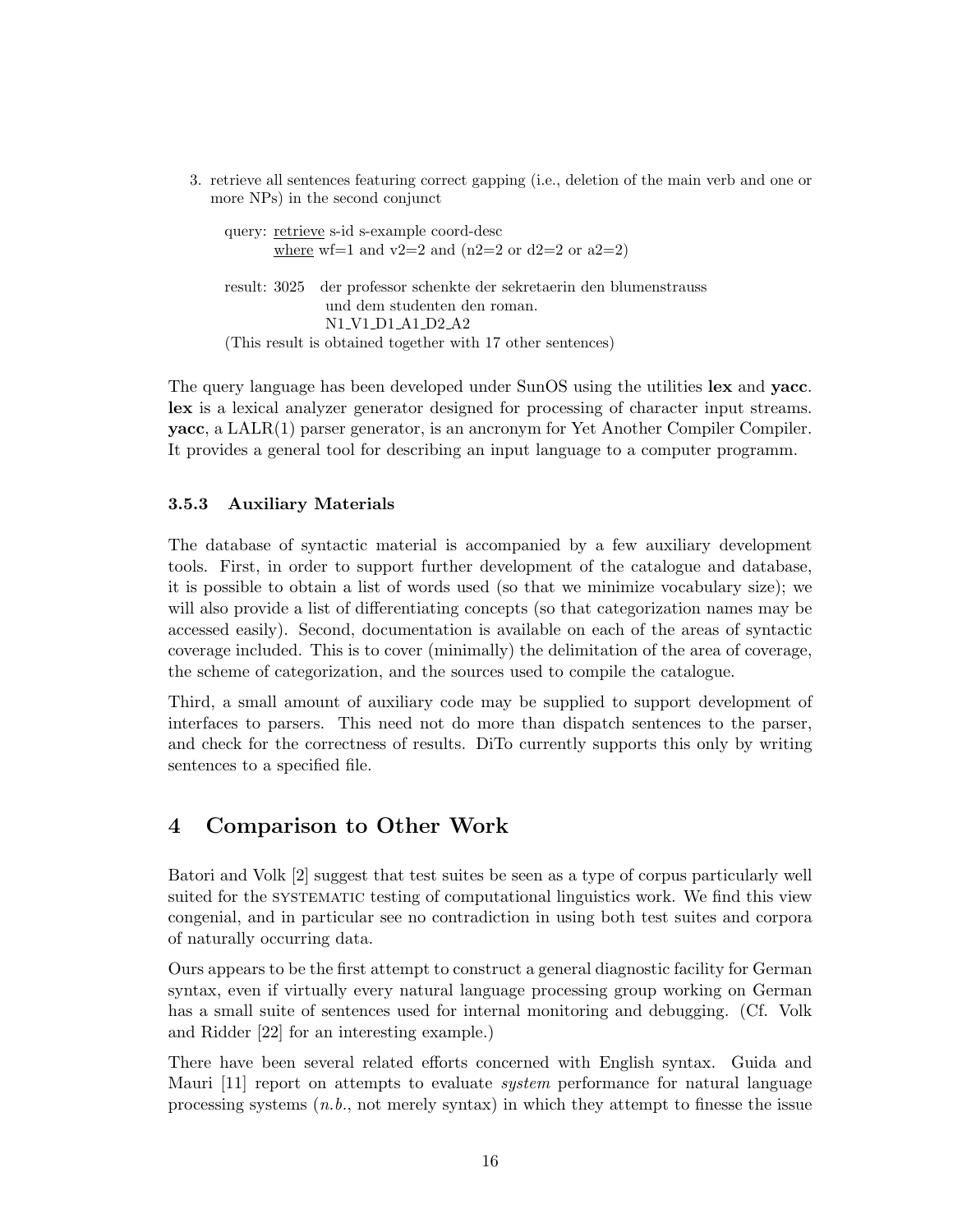3. retrieve all sentences featuring correct gapping (i.e., deletion of the main verb and one or more NPs) in the second conjunct

   query: <u>retrieve</u> s-id s-example coord-desc
   <u>where</u> wf=1 and v2=2 and (n2=2 or d2=2 or a2=2)

   result: 3025 der professor schenkte der sekretaerin den blumenstrauss
   und dem studenten den roman.
   N1_V1_D1_A1_D2_A2

   (This result is obtained together with 17 other sentences)

The query language has been developed under SunOS using the utilities **lex** and **yacc**. **lex** is a lexical analyzer generator designed for processing of character input streams. **yacc**, a LALR(1) parser generator, is an ancronym for Yet Another Compiler Compiler. It provides a general tool for describing an input language to a computer programm.

### 3.5.3 Auxiliary Materials

The database of syntactic material is accompanied by a few auxiliary development tools. First, in order to support further development of the catalogue and database, it is possible to obtain a list of words used (so that we minimize vocabulary size); we will also provide a list of differentiating concepts (so that categorization names may be accessed easily). Second, documentation is available on each of the areas of syntactic coverage included. This is to cover (minimally) the delimitation of the area of coverage, the scheme of categorization, and the sources used to compile the catalogue.

Third, a small amount of auxiliary code may be supplied to support development of interfaces to parsers. This need not do more than dispatch sentences to the parser, and check for the correctness of results. DiTo currently supports this only by writing sentences to a specified file.

## 4 Comparison to Other Work

Batori and Volk [2] suggest that test suites be seen as a type of corpus particularly well suited for the SYSTEMATIC testing of computational linguistics work. We find this view congenial, and in particular see no contradiction in using both test suites and corpora of naturally occurring data.

Ours appears to be the first attempt to construct a general diagnostic facility for German syntax, even if virtually every natural language processing group working on German has a small suite of sentences used for internal monitoring and debugging. (Cf. Volk and Ridder [22] for an interesting example.)

There have been several related efforts concerned with English syntax. Guida and Mauri [11] report on attempts to evaluate *system* performance for natural language processing systems (*n.b.*, not merely syntax) in which they attempt to finesse the issue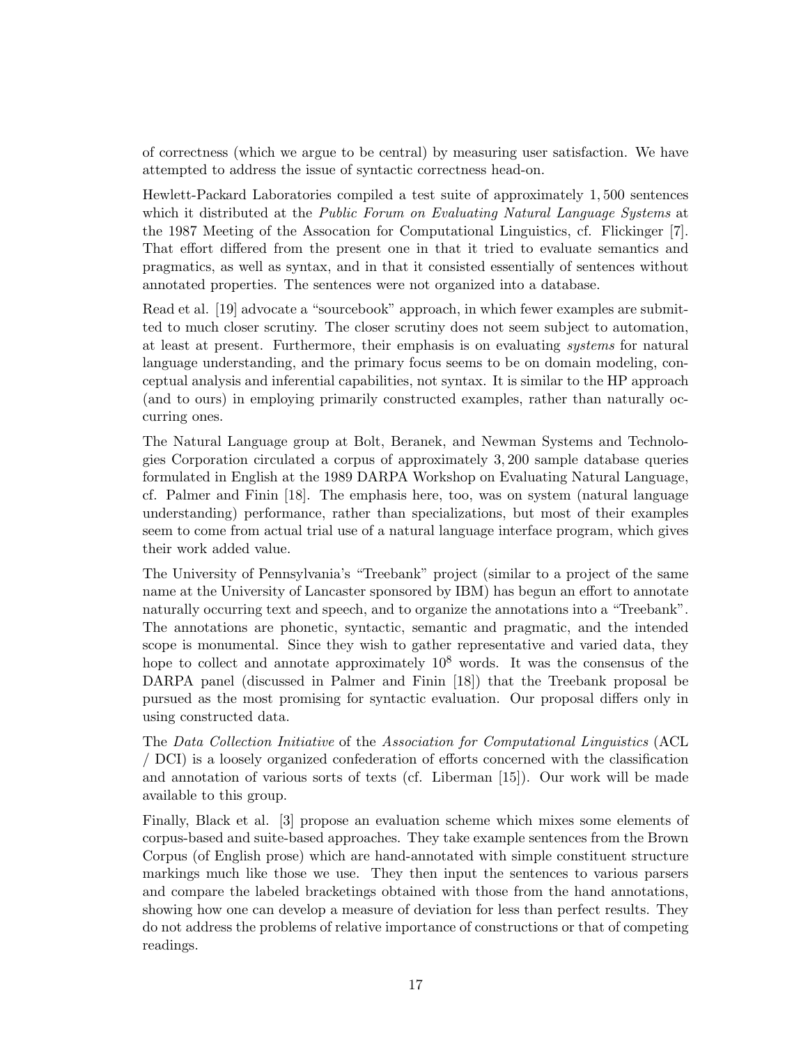of correctness (which we argue to be central) by measuring user satisfaction. We have attempted to address the issue of syntactic correctness head-on.

Hewlett-Packard Laboratories compiled a test suite of approximately 1,500 sentences which it distributed at the *Public Forum on Evaluating Natural Language Systems* at the 1987 Meeting of the Assocation for Computational Linguistics, cf. Flickinger [7]. That effort differed from the present one in that it tried to evaluate semantics and pragmatics, as well as syntax, and in that it consisted essentially of sentences without annotated properties. The sentences were not organized into a database.

Read et al. [19] advocate a "sourcebook" approach, in which fewer examples are submitted to much closer scrutiny. The closer scrutiny does not seem subject to automation, at least at present. Furthermore, their emphasis is on evaluating *systems* for natural language understanding, and the primary focus seems to be on domain modeling, conceptual analysis and inferential capabilities, not syntax. It is similar to the HP approach (and to ours) in employing primarily constructed examples, rather than naturally occurring ones.

The Natural Language group at Bolt, Beranek, and Newman Systems and Technologies Corporation circulated a corpus of approximately 3,200 sample database queries formulated in English at the 1989 DARPA Workshop on Evaluating Natural Language, cf. Palmer and Finin [18]. The emphasis here, too, was on system (natural language understanding) performance, rather than specializations, but most of their examples seem to come from actual trial use of a natural language interface program, which gives their work added value.

The University of Pennsylvania's "Treebank" project (similar to a project of the same name at the University of Lancaster sponsored by IBM) has begun an effort to annotate naturally occurring text and speech, and to organize the annotations into a "Treebank". The annotations are phonetic, syntactic, semantic and pragmatic, and the intended scope is monumental. Since they wish to gather representative and varied data, they hope to collect and annotate approximately $10^8$ words. It was the consensus of the DARPA panel (discussed in Palmer and Finin [18]) that the Treebank proposal be pursued as the most promising for syntactic evaluation. Our proposal differs only in using constructed data.

The *Data Collection Initiative* of the *Association for Computational Linguistics* (ACL / DCI) is a loosely organized confederation of efforts concerned with the classification and annotation of various sorts of texts (cf. Liberman [15]). Our work will be made available to this group.

Finally, Black et al. [3] propose an evaluation scheme which mixes some elements of corpus-based and suite-based approaches. They take example sentences from the Brown Corpus (of English prose) which are hand-annotated with simple constituent structure markings much like those we use. They then input the sentences to various parsers and compare the labeled bracketings obtained with those from the hand annotations, showing how one can develop a measure of deviation for less than perfect results. They do not address the problems of relative importance of constructions or that of competing readings.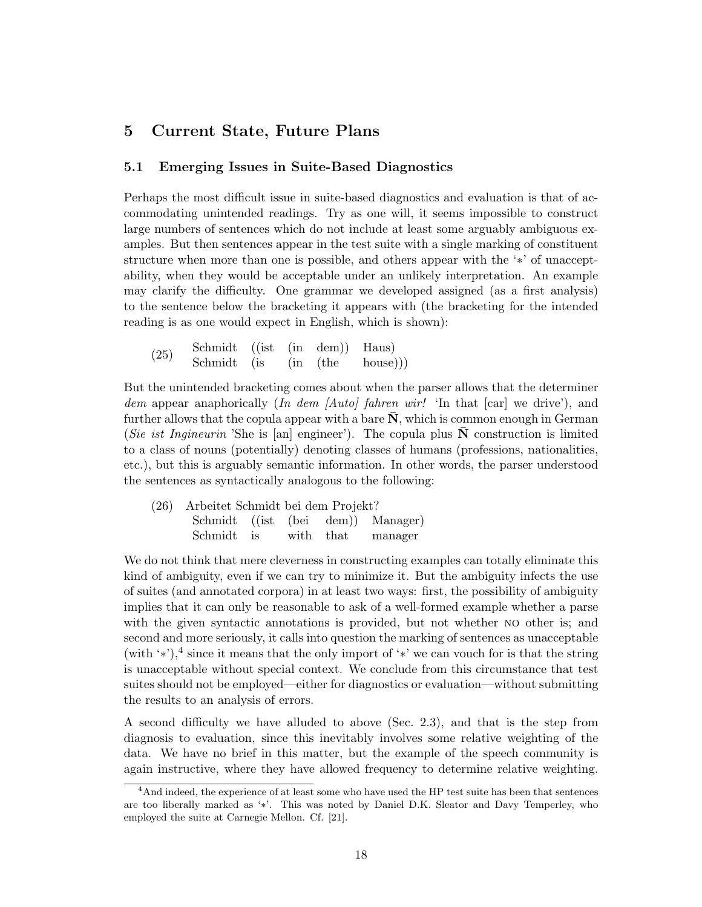## 5 Current State, Future Plans

### 5.1 Emerging Issues in Suite-Based Diagnostics

Perhaps the most difficult issue in suite-based diagnostics and evaluation is that of accommodating unintended readings. Try as one will, it seems impossible to construct large numbers of sentences which do not include at least some arguably ambiguous examples. But then sentences appear in the test suite with a single marking of constituent structure when more than one is possible, and others appear with the '*' of unacceptability, when they would be acceptable under an unlikely interpretation. An example may clarify the difficulty. One grammar we developed assigned (as a first analysis) to the sentence below the bracketing it appears with (the bracketing for the intended reading is as one would expect in English, which is shown):

(25)
| | | | | |
|---|---|---|---|---|
| Schmidt | ((ist | (in | dem)) | Haus) |
| Schmidt | (is | (in | (the | house))) |

But the unintended bracketing comes about when the parser allows that the determiner *dem* appear anaphorically (*In dem [Auto] fahren wir!* 'In that [car] we drive'), and further allows that the copula appear with a bare $\bar{\mathbf{N}}$, which is common enough in German (*Sie ist Ingineurin* 'She is [an] engineer'). The copula plus $\bar{\mathbf{N}}$ construction is limited to a class of nouns (potentially) denoting classes of humans (professions, nationalities, etc.), but this is arguably semantic information. In other words, the parser understood the sentences as syntactically analogous to the following:

(26) Arbeitet Schmidt bei dem Projekt?

| | | | | |
|---|---|---|---|---|
| Schmidt | ((ist | (bei | dem)) | Manager) |
| Schmidt | is | with | that | manager |

We do not think that mere cleverness in constructing examples can totally eliminate this kind of ambiguity, even if we can try to minimize it. But the ambiguity infects the use of suites (and annotated corpora) in at least two ways: first, the possibility of ambiguity implies that it can only be reasonable to ask of a well-formed example whether a parse with the given syntactic annotations is provided, but not whether NO other is; and second and more seriously, it calls into question the marking of sentences as unacceptable (with '*'),[4] since it means that the only import of '*' we can vouch for is that the string is unacceptable without special context. We conclude from this circumstance that test suites should not be employed—either for diagnostics or evaluation—without submitting the results to an analysis of errors.

A second difficulty we have alluded to above (Sec. 2.3), and that is the step from diagnosis to evaluation, since this inevitably involves some relative weighting of the data. We have no brief in this matter, but the example of the speech community is again instructive, where they have allowed frequency to determine relative weighting.

[4] And indeed, the experience of at least some who have used the HP test suite has been that sentences are too liberally marked as '*'. This was noted by Daniel D.K. Sleator and Davy Temperley, who employed the suite at Carnegie Mellon. Cf. [21].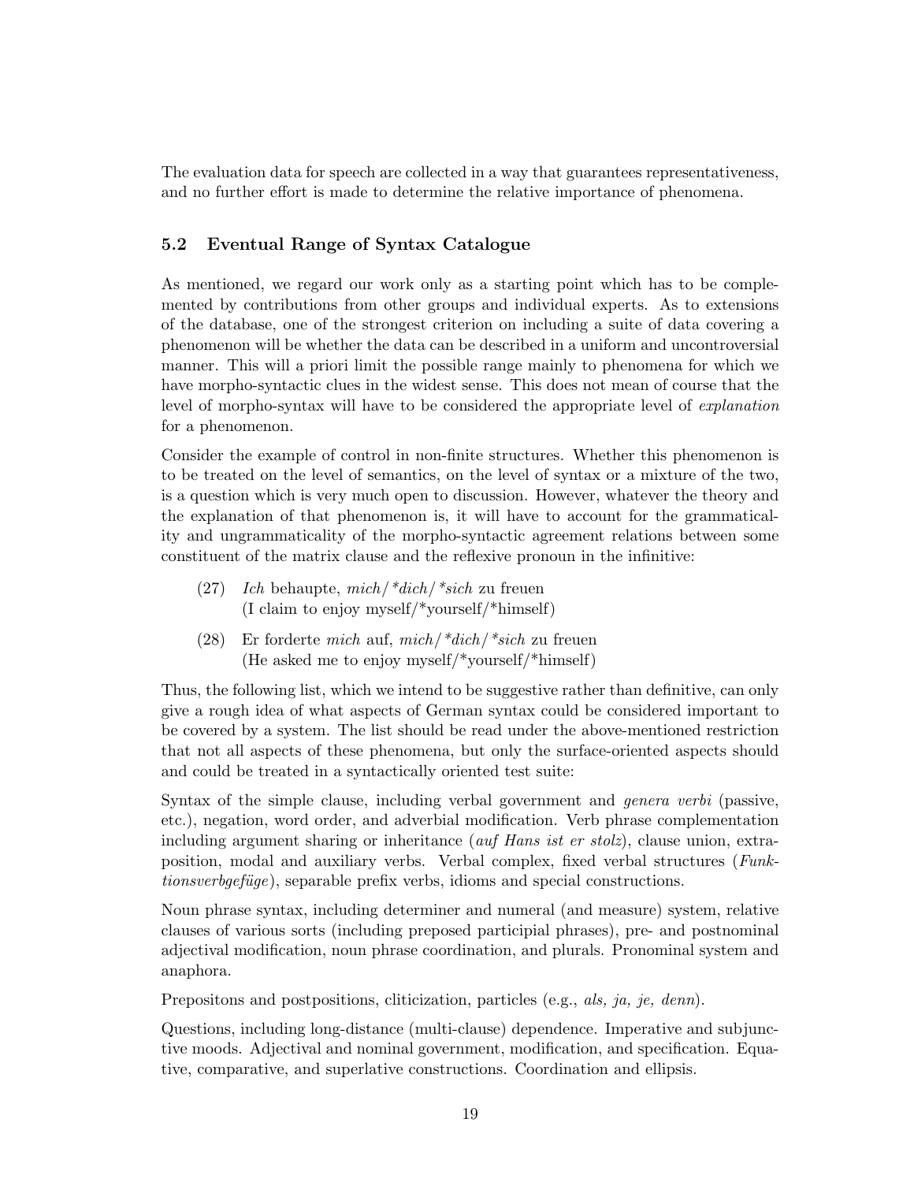The evaluation data for speech are collected in a way that guarantees representativeness, and no further effort is made to determine the relative importance of phenomena.

### 5.2 Eventual Range of Syntax Catalogue

As mentioned, we regard our work only as a starting point which has to be complemented by contributions from other groups and individual experts. As to extensions of the database, one of the strongest criterion on including a suite of data covering a phenomenon will be whether the data can be described in a uniform and uncontroversial manner. This will a priori limit the possible range mainly to phenomena for which we have morpho-syntactic clues in the widest sense. This does not mean of course that the level of morpho-syntax will have to be considered the appropriate level of *explanation* for a phenomenon.

Consider the example of control in non-finite structures. Whether this phenomenon is to be treated on the level of semantics, on the level of syntax or a mixture of the two, is a question which is very much open to discussion. However, whatever the theory and the explanation of that phenomenon is, it will have to account for the grammaticality and ungrammaticality of the morpho-syntactic agreement relations between some constituent of the matrix clause and the reflexive pronoun in the infinitive:

(27) *Ich* behaupte, *mich*/*\*dich*/*\*sich* zu freuen
(I claim to enjoy myself/*yourself/*himself)

(28) Er forderte *mich* auf, *mich*/*\*dich*/*\*sich* zu freuen
(He asked me to enjoy myself/*yourself/*himself)

Thus, the following list, which we intend to be suggestive rather than definitive, can only give a rough idea of what aspects of German syntax could be considered important to be covered by a system. The list should be read under the above-mentioned restriction that not all aspects of these phenomena, but only the surface-oriented aspects should and could be treated in a syntactically oriented test suite:

Syntax of the simple clause, including verbal government and *genera verbi* (passive, etc.), negation, word order, and adverbial modification. Verb phrase complementation including argument sharing or inheritance (*auf Hans ist er stolz*), clause union, extraposition, modal and auxiliary verbs. Verbal complex, fixed verbal structures (*Funktionsverbgefüge*), separable prefix verbs, idioms and special constructions.

Noun phrase syntax, including determiner and numeral (and measure) system, relative clauses of various sorts (including preposed participial phrases), pre- and postnominal adjectival modification, noun phrase coordination, and plurals. Pronominal system and anaphora.

Prepositons and postpositions, cliticization, particles (e.g., *als, ja, je, denn*).

Questions, including long-distance (multi-clause) dependence. Imperative and subjunctive moods. Adjectival and nominal government, modification, and specification. Equative, comparative, and superlative constructions. Coordination and ellipsis.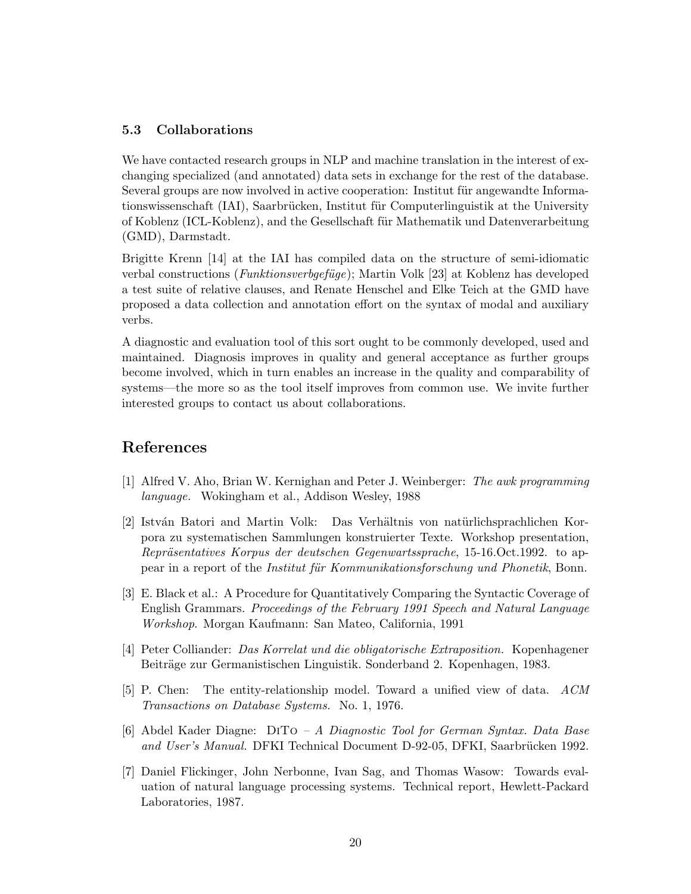### 5.3 Collaborations

We have contacted research groups in NLP and machine translation in the interest of exchanging specialized (and annotated) data sets in exchange for the rest of the database. Several groups are now involved in active cooperation: Institut für angewandte Informationswissenschaft (IAI), Saarbrücken, Institut für Computerlinguistik at the University of Koblenz (ICL-Koblenz), and the Gesellschaft für Mathematik und Datenverarbeitung (GMD), Darmstadt.

Brigitte Krenn [14] at the IAI has compiled data on the structure of semi-idiomatic verbal constructions (*Funktionsverbgefüge*); Martin Volk [23] at Koblenz has developed a test suite of relative clauses, and Renate Henschel and Elke Teich at the GMD have proposed a data collection and annotation effort on the syntax of modal and auxiliary verbs.

A diagnostic and evaluation tool of this sort ought to be commonly developed, used and maintained. Diagnosis improves in quality and general acceptance as further groups become involved, which in turn enables an increase in the quality and comparability of systems—the more so as the tool itself improves from common use. We invite further interested groups to contact us about collaborations.

## References

[1] Alfred V. Aho, Brian W. Kernighan and Peter J. Weinberger: *The awk programming language.* Wokingham et al., Addison Wesley, 1988

[2] István Batori and Martin Volk: Das Verhältnis von natürlichsprachlichen Korpora zu systematischen Sammlungen konstruierter Texte. Workshop presentation, *Repräsentatives Korpus der deutschen Gegenwartssprache*, 15-16.Oct.1992. to appear in a report of the *Institut für Kommunikationsforschung und Phonetik*, Bonn.

[3] E. Black et al.: A Procedure for Quantitatively Comparing the Syntactic Coverage of English Grammars. *Proceedings of the February 1991 Speech and Natural Language Workshop*. Morgan Kaufmann: San Mateo, California, 1991

[4] Peter Colliander: *Das Korrelat und die obligatorische Extraposition.* Kopenhagener Beiträge zur Germanistischen Linguistik. Sonderband 2. Kopenhagen, 1983.

[5] P. Chen: The entity-relationship model. Toward a unified view of data. *ACM Transactions on Database Systems.* No. 1, 1976.

[6] Abdel Kader Diagne: DiTo – *A Diagnostic Tool for German Syntax. Data Base and User's Manual.* DFKI Technical Document D-92-05, DFKI, Saarbrücken 1992.

[7] Daniel Flickinger, John Nerbonne, Ivan Sag, and Thomas Wasow: Towards evaluation of natural language processing systems. Technical report, Hewlett-Packard Laboratories, 1987.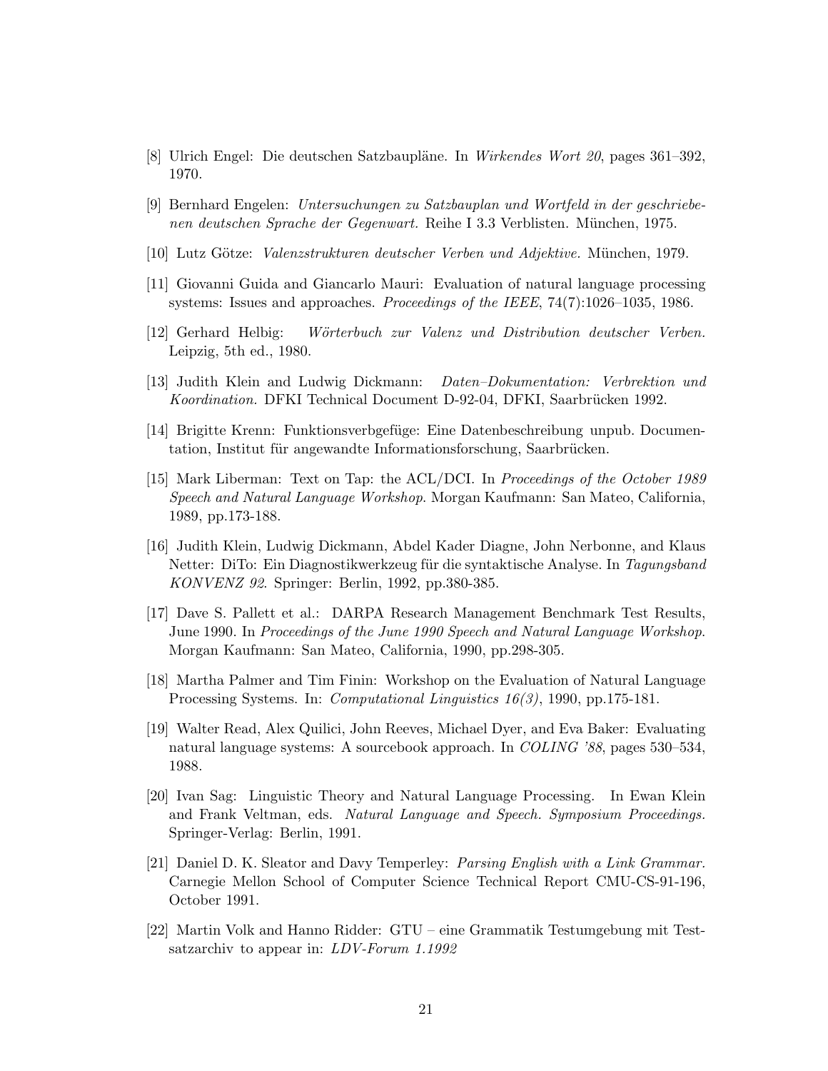[8] Ulrich Engel: Die deutschen Satzbaupläne. In *Wirkendes Wort 20*, pages 361–392, 1970.

[9] Bernhard Engelen: *Untersuchungen zu Satzbauplan und Wortfeld in der geschriebenen deutschen Sprache der Gegenwart.* Reihe I 3.3 Verblisten. München, 1975.

[10] Lutz Götze: *Valenzstrukturen deutscher Verben und Adjektive.* München, 1979.

[11] Giovanni Guida and Giancarlo Mauri: Evaluation of natural language processing systems: Issues and approaches. *Proceedings of the IEEE*, 74(7):1026–1035, 1986.

[12] Gerhard Helbig: *Wörterbuch zur Valenz und Distribution deutscher Verben.* Leipzig, 5th ed., 1980.

[13] Judith Klein and Ludwig Dickmann: *Daten–Dokumentation: Verbrektion und Koordination.* DFKI Technical Document D-92-04, DFKI, Saarbrücken 1992.

[14] Brigitte Krenn: Funktionsverbgefüge: Eine Datenbeschreibung unpub. Documentation, Institut für angewandte Informationsforschung, Saarbrücken.

[15] Mark Liberman: Text on Tap: the ACL/DCI. In *Proceedings of the October 1989 Speech and Natural Language Workshop*. Morgan Kaufmann: San Mateo, California, 1989, pp.173-188.

[16] Judith Klein, Ludwig Dickmann, Abdel Kader Diagne, John Nerbonne, and Klaus Netter: DiTo: Ein Diagnostikwerkzeug für die syntaktische Analyse. In *Tagungsband KONVENZ 92*. Springer: Berlin, 1992, pp.380-385.

[17] Dave S. Pallett et al.: DARPA Research Management Benchmark Test Results, June 1990. In *Proceedings of the June 1990 Speech and Natural Language Workshop*. Morgan Kaufmann: San Mateo, California, 1990, pp.298-305.

[18] Martha Palmer and Tim Finin: Workshop on the Evaluation of Natural Language Processing Systems. In: *Computational Linguistics 16(3)*, 1990, pp.175-181.

[19] Walter Read, Alex Quilici, John Reeves, Michael Dyer, and Eva Baker: Evaluating natural language systems: A sourcebook approach. In *COLING '88*, pages 530–534, 1988.

[20] Ivan Sag: Linguistic Theory and Natural Language Processing. In Ewan Klein and Frank Veltman, eds. *Natural Language and Speech. Symposium Proceedings.* Springer-Verlag: Berlin, 1991.

[21] Daniel D. K. Sleator and Davy Temperley: *Parsing English with a Link Grammar.* Carnegie Mellon School of Computer Science Technical Report CMU-CS-91-196, October 1991.

[22] Martin Volk and Hanno Ridder: GTU – eine Grammatik Testumgebung mit Testsatzarchiv to appear in: *LDV-Forum 1.1992*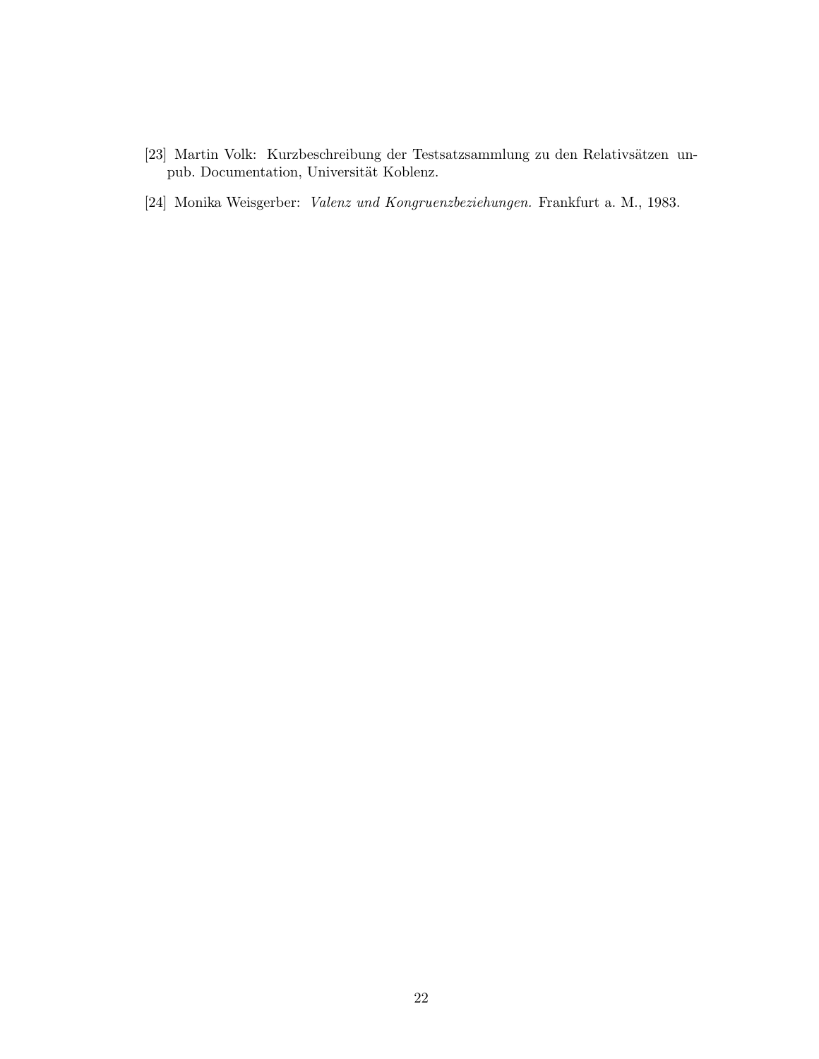[23] Martin Volk: Kurzbeschreibung der Testsatzsammlung zu den Relativsätzen unpub. Documentation, Universität Koblenz.

[24] Monika Weisgerber: *Valenz und Kongruenzbeziehungen.* Frankfurt a. M., 1983.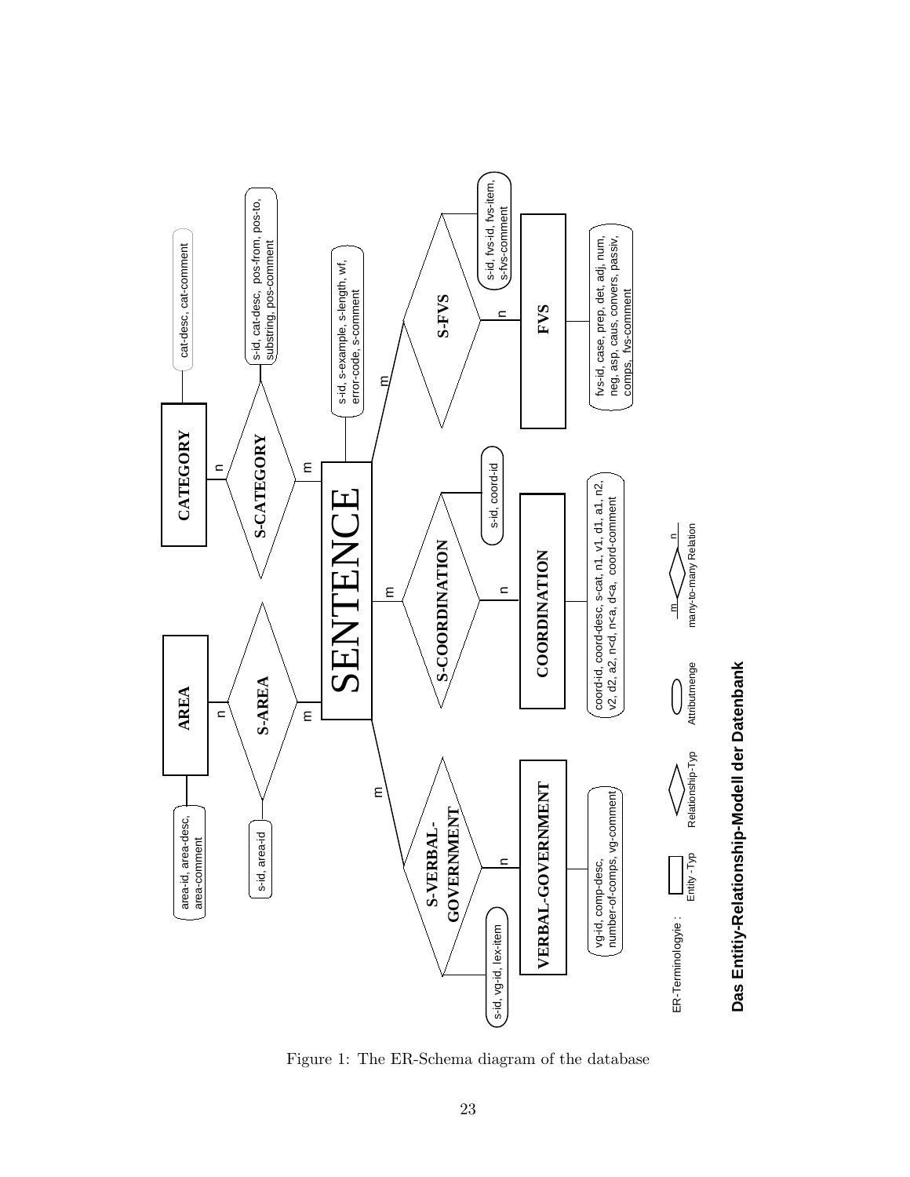AREA

area-id, area-desc, area-comment

S-AREA

s-id, area-id

CATEGORY

cat-desc, cat-comment

S-CATEGORY

s-id, cat-desc, pos-from, pos-to, substring, pos-comment

SENTENCE

s-id, s-example, s-length, wf, error-code, s-comment

S-VERBAL-GOVERNMENT

s-id, vg-id, lex-item

VERBAL-GOVERNMENT

vg-id, comp-desc, number-of-comps, vg-comment

S-COORDINATION

s-id, coord-id

COORDINATION

coord-id, coord-desc, s-cat, n1, v1, d1, a1, n2, v2, d2, a2, n<d, n<a, d<a, coord-comment

S-FVS

s-id, fvs-id, fvs-item, s-fvs-comment

FVS

fvs-id, case, prep, det, adj, num, neg, asp, caus, convers, passiv, comps, fvs-comment

m n

ER-Terminologyie : Entity-Typ Relationship-Typ Attributmenge many-to-many Relation

**Das Entitiy-Relationship-Modell der Datenbank**

Figure 1: The ER-Schema diagram of the database